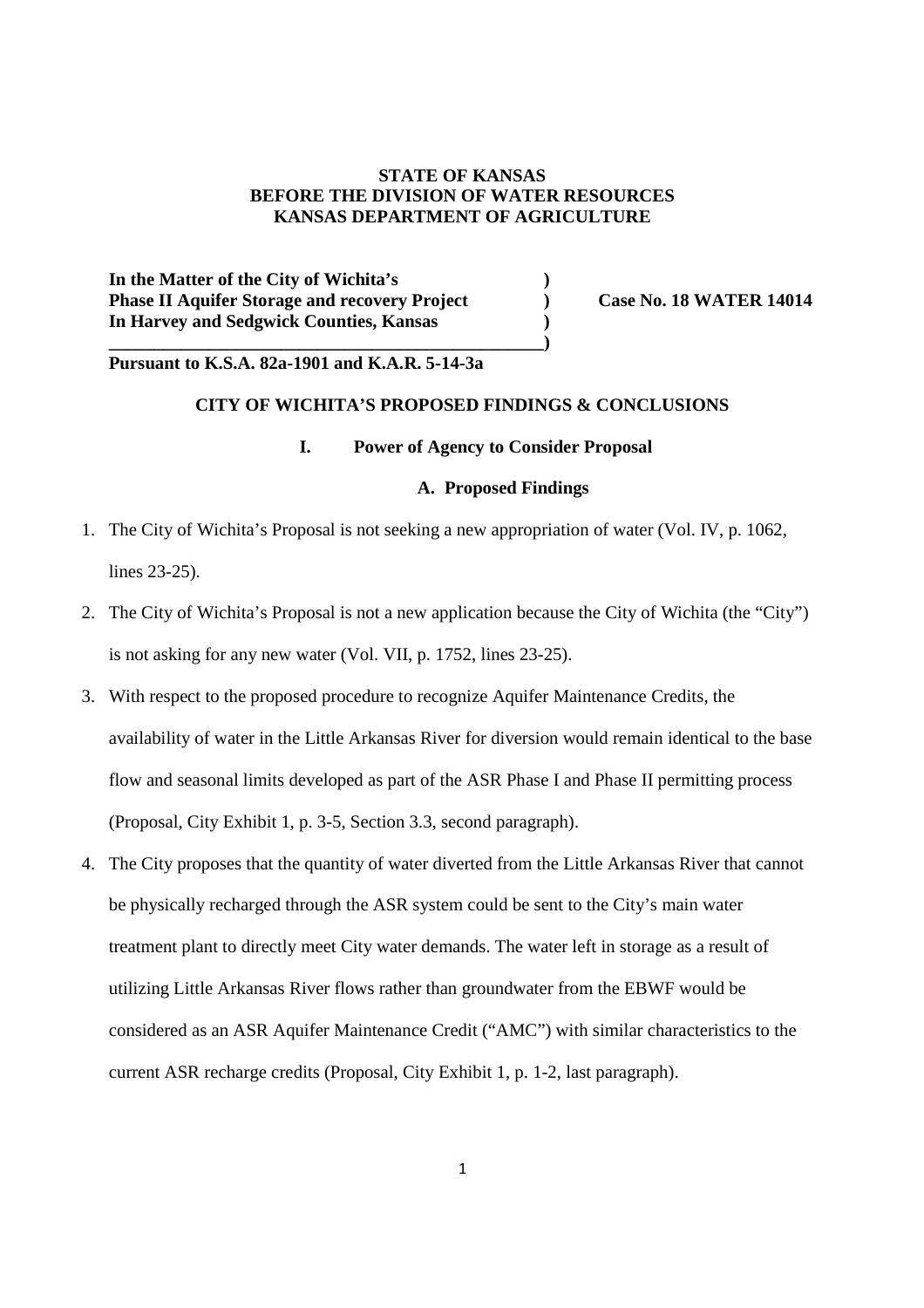**STATE OF KANSAS**
**BEFORE THE DIVISION OF WATER RESOURCES**
**KANSAS DEPARTMENT OF AGRICULTURE**

**In the Matter of the City of Wichita's )**
**Phase II Aquifer Storage and recovery Project ) Case No. 18 WATER 14014**
**In Harvey and Sedgwick Counties, Kansas )**
**_______________________________________________)**
**Pursuant to K.S.A. 82a-1901 and K.A.R. 5-14-3a**

## CITY OF WICHITA'S PROPOSED FINDINGS & CONCLUSIONS

### I. Power of Agency to Consider Proposal

#### A. Proposed Findings

1. The City of Wichita's Proposal is not seeking a new appropriation of water (Vol. IV, p. 1062, lines 23-25).
2. The City of Wichita's Proposal is not a new application because the City of Wichita (the "City") is not asking for any new water (Vol. VII, p. 1752, lines 23-25).
3. With respect to the proposed procedure to recognize Aquifer Maintenance Credits, the availability of water in the Little Arkansas River for diversion would remain identical to the base flow and seasonal limits developed as part of the ASR Phase I and Phase II permitting process (Proposal, City Exhibit 1, p. 3-5, Section 3.3, second paragraph).
4. The City proposes that the quantity of water diverted from the Little Arkansas River that cannot be physically recharged through the ASR system could be sent to the City's main water treatment plant to directly meet City water demands. The water left in storage as a result of utilizing Little Arkansas River flows rather than groundwater from the EBWF would be considered as an ASR Aquifer Maintenance Credit ("AMC") with similar characteristics to the current ASR recharge credits (Proposal, City Exhibit 1, p. 1-2, last paragraph).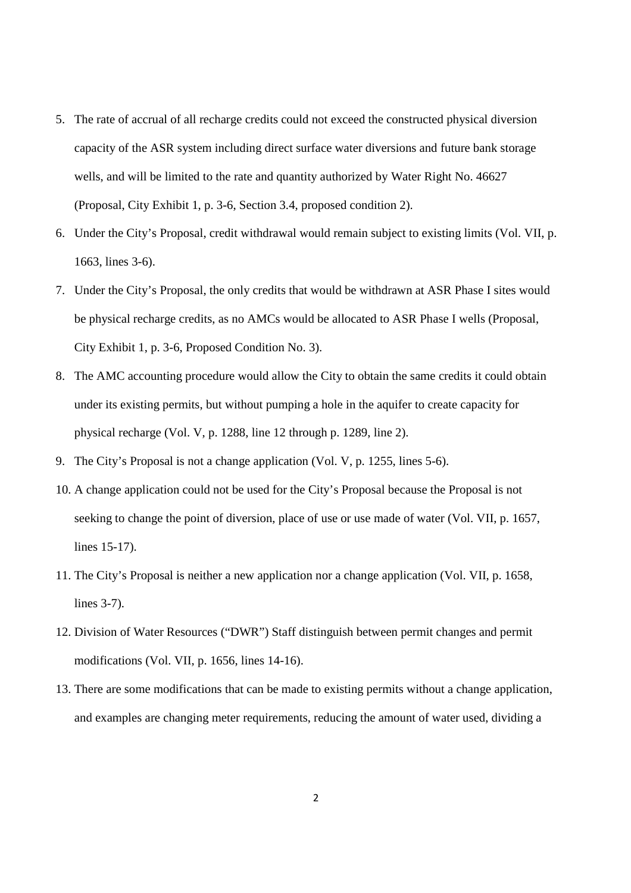5. The rate of accrual of all recharge credits could not exceed the constructed physical diversion capacity of the ASR system including direct surface water diversions and future bank storage wells, and will be limited to the rate and quantity authorized by Water Right No. 46627 (Proposal, City Exhibit 1, p. 3-6, Section 3.4, proposed condition 2).
6. Under the City's Proposal, credit withdrawal would remain subject to existing limits (Vol. VII, p. 1663, lines 3-6).
7. Under the City's Proposal, the only credits that would be withdrawn at ASR Phase I sites would be physical recharge credits, as no AMCs would be allocated to ASR Phase I wells (Proposal, City Exhibit 1, p. 3-6, Proposed Condition No. 3).
8. The AMC accounting procedure would allow the City to obtain the same credits it could obtain under its existing permits, but without pumping a hole in the aquifer to create capacity for physical recharge (Vol. V, p. 1288, line 12 through p. 1289, line 2).
9. The City's Proposal is not a change application (Vol. V, p. 1255, lines 5-6).
10. A change application could not be used for the City's Proposal because the Proposal is not seeking to change the point of diversion, place of use or use made of water (Vol. VII, p. 1657, lines 15-17).
11. The City's Proposal is neither a new application nor a change application (Vol. VII, p. 1658, lines 3-7).
12. Division of Water Resources ("DWR") Staff distinguish between permit changes and permit modifications (Vol. VII, p. 1656, lines 14-16).
13. There are some modifications that can be made to existing permits without a change application, and examples are changing meter requirements, reducing the amount of water used, dividing a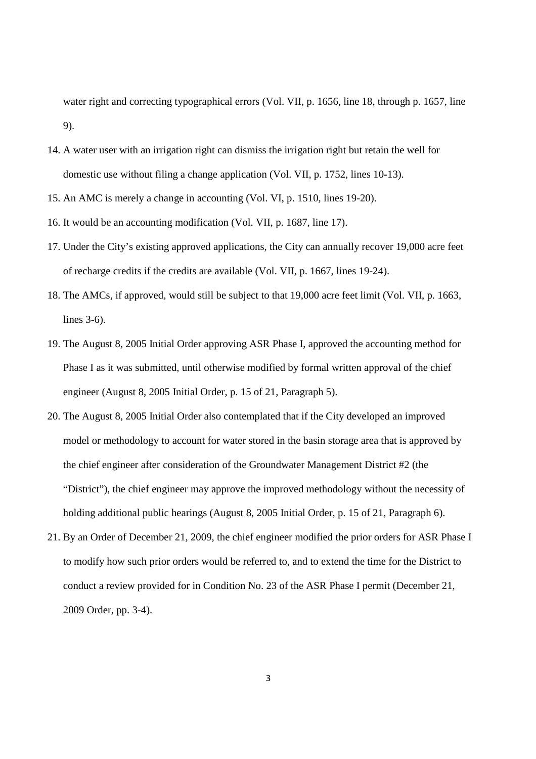water right and correcting typographical errors (Vol. VII, p. 1656, line 18, through p. 1657, line 9).

14. A water user with an irrigation right can dismiss the irrigation right but retain the well for domestic use without filing a change application (Vol. VII, p. 1752, lines 10-13).
15. An AMC is merely a change in accounting (Vol. VI, p. 1510, lines 19-20).
16. It would be an accounting modification (Vol. VII, p. 1687, line 17).
17. Under the City's existing approved applications, the City can annually recover 19,000 acre feet of recharge credits if the credits are available (Vol. VII, p. 1667, lines 19-24).
18. The AMCs, if approved, would still be subject to that 19,000 acre feet limit (Vol. VII, p. 1663, lines 3-6).
19. The August 8, 2005 Initial Order approving ASR Phase I, approved the accounting method for Phase I as it was submitted, until otherwise modified by formal written approval of the chief engineer (August 8, 2005 Initial Order, p. 15 of 21, Paragraph 5).
20. The August 8, 2005 Initial Order also contemplated that if the City developed an improved model or methodology to account for water stored in the basin storage area that is approved by the chief engineer after consideration of the Groundwater Management District #2 (the "District"), the chief engineer may approve the improved methodology without the necessity of holding additional public hearings (August 8, 2005 Initial Order, p. 15 of 21, Paragraph 6).
21. By an Order of December 21, 2009, the chief engineer modified the prior orders for ASR Phase I to modify how such prior orders would be referred to, and to extend the time for the District to conduct a review provided for in Condition No. 23 of the ASR Phase I permit (December 21, 2009 Order, pp. 3-4).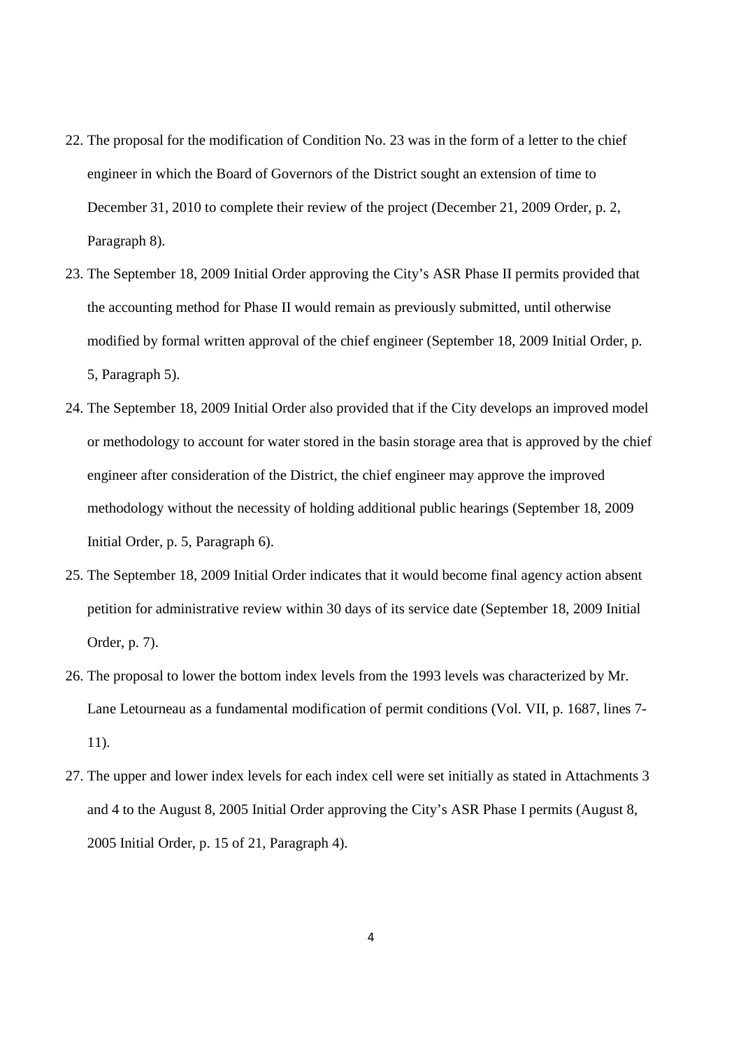22. The proposal for the modification of Condition No. 23 was in the form of a letter to the chief engineer in which the Board of Governors of the District sought an extension of time to December 31, 2010 to complete their review of the project (December 21, 2009 Order, p. 2, Paragraph 8).
23. The September 18, 2009 Initial Order approving the City's ASR Phase II permits provided that the accounting method for Phase II would remain as previously submitted, until otherwise modified by formal written approval of the chief engineer (September 18, 2009 Initial Order, p. 5, Paragraph 5).
24. The September 18, 2009 Initial Order also provided that if the City develops an improved model or methodology to account for water stored in the basin storage area that is approved by the chief engineer after consideration of the District, the chief engineer may approve the improved methodology without the necessity of holding additional public hearings (September 18, 2009 Initial Order, p. 5, Paragraph 6).
25. The September 18, 2009 Initial Order indicates that it would become final agency action absent petition for administrative review within 30 days of its service date (September 18, 2009 Initial Order, p. 7).
26. The proposal to lower the bottom index levels from the 1993 levels was characterized by Mr. Lane Letourneau as a fundamental modification of permit conditions (Vol. VII, p. 1687, lines 7-11).
27. The upper and lower index levels for each index cell were set initially as stated in Attachments 3 and 4 to the August 8, 2005 Initial Order approving the City's ASR Phase I permits (August 8, 2005 Initial Order, p. 15 of 21, Paragraph 4).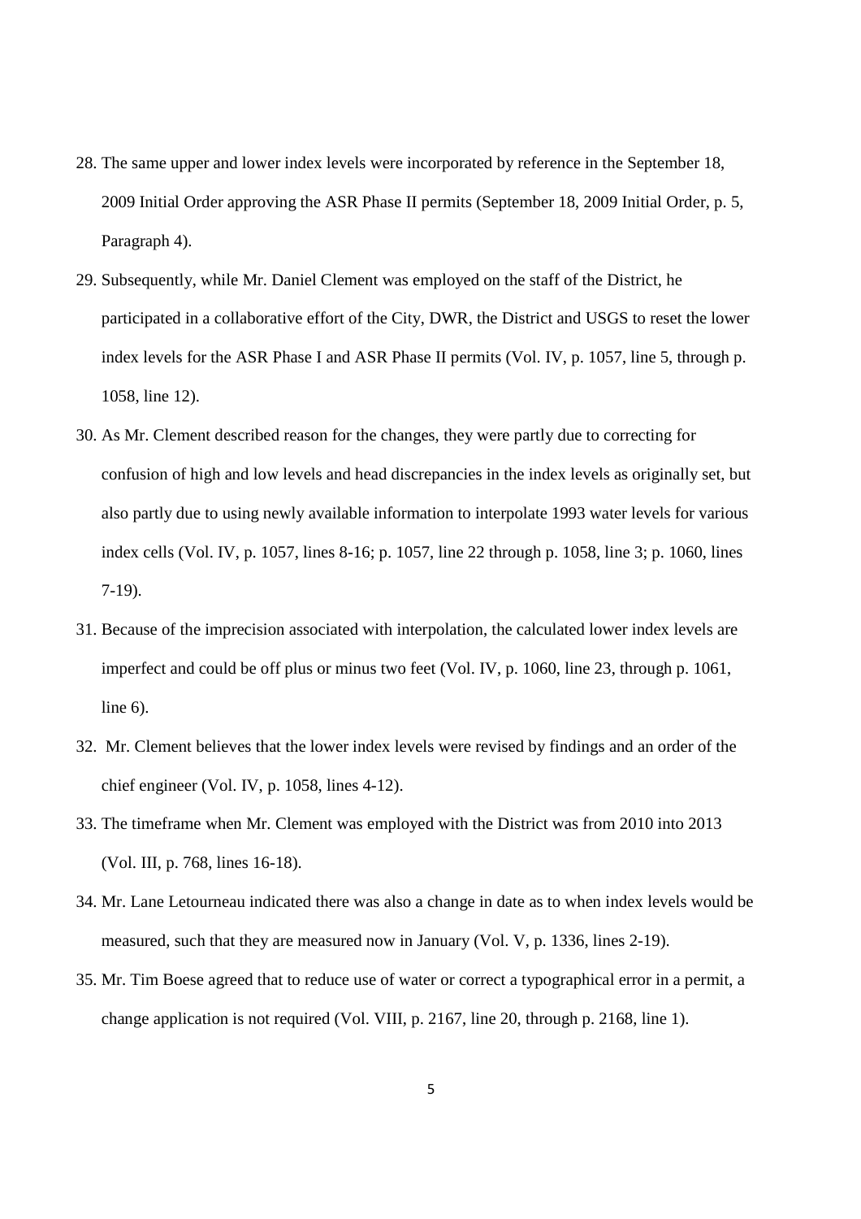28. The same upper and lower index levels were incorporated by reference in the September 18, 2009 Initial Order approving the ASR Phase II permits (September 18, 2009 Initial Order, p. 5, Paragraph 4).

29. Subsequently, while Mr. Daniel Clement was employed on the staff of the District, he participated in a collaborative effort of the City, DWR, the District and USGS to reset the lower index levels for the ASR Phase I and ASR Phase II permits (Vol. IV, p. 1057, line 5, through p. 1058, line 12).

30. As Mr. Clement described reason for the changes, they were partly due to correcting for confusion of high and low levels and head discrepancies in the index levels as originally set, but also partly due to using newly available information to interpolate 1993 water levels for various index cells (Vol. IV, p. 1057, lines 8-16; p. 1057, line 22 through p. 1058, line 3; p. 1060, lines 7-19).

31. Because of the imprecision associated with interpolation, the calculated lower index levels are imperfect and could be off plus or minus two feet (Vol. IV, p. 1060, line 23, through p. 1061, line 6).

32. Mr. Clement believes that the lower index levels were revised by findings and an order of the chief engineer (Vol. IV, p. 1058, lines 4-12).

33. The timeframe when Mr. Clement was employed with the District was from 2010 into 2013 (Vol. III, p. 768, lines 16-18).

34. Mr. Lane Letourneau indicated there was also a change in date as to when index levels would be measured, such that they are measured now in January (Vol. V, p. 1336, lines 2-19).

35. Mr. Tim Boese agreed that to reduce use of water or correct a typographical error in a permit, a change application is not required (Vol. VIII, p. 2167, line 20, through p. 2168, line 1).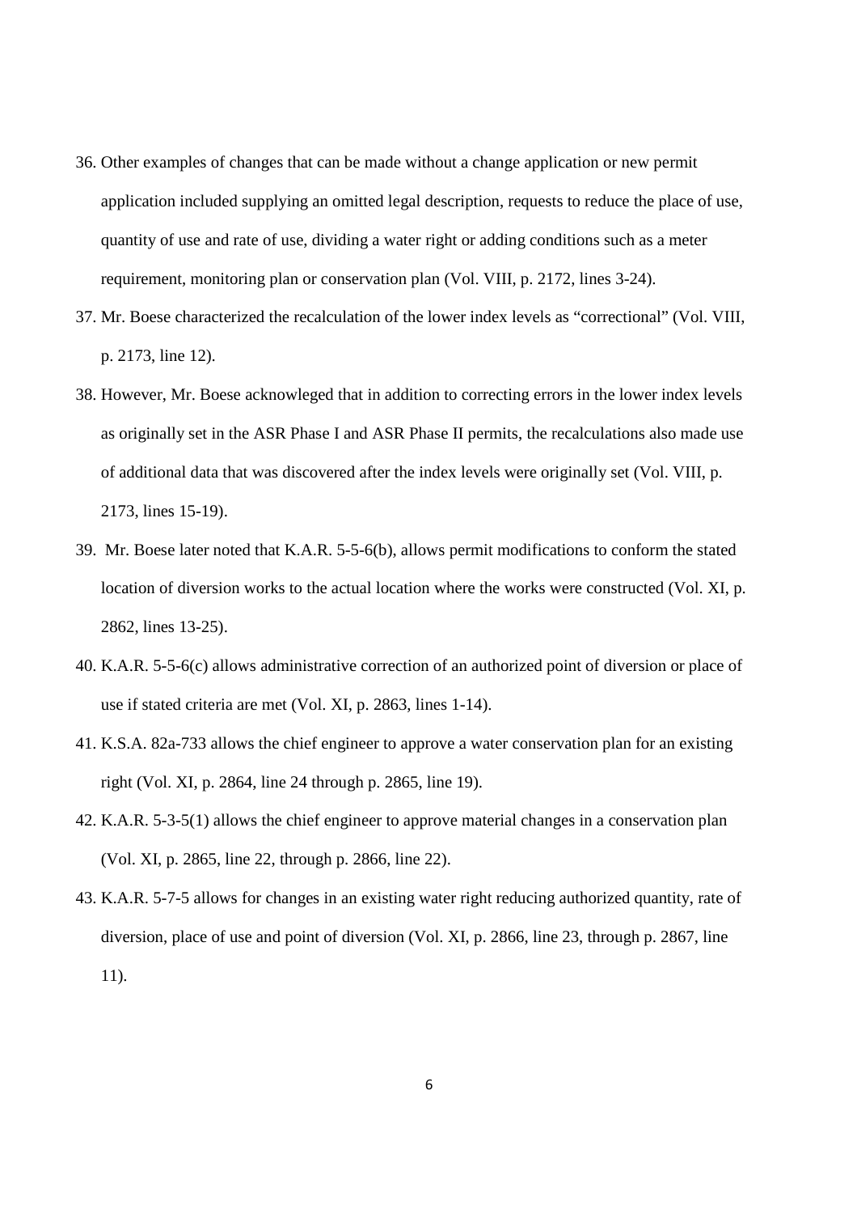36. Other examples of changes that can be made without a change application or new permit application included supplying an omitted legal description, requests to reduce the place of use, quantity of use and rate of use, dividing a water right or adding conditions such as a meter requirement, monitoring plan or conservation plan (Vol. VIII, p. 2172, lines 3-24).
37. Mr. Boese characterized the recalculation of the lower index levels as "correctional" (Vol. VIII, p. 2173, line 12).
38. However, Mr. Boese acknowleged that in addition to correcting errors in the lower index levels as originally set in the ASR Phase I and ASR Phase II permits, the recalculations also made use of additional data that was discovered after the index levels were originally set (Vol. VIII, p. 2173, lines 15-19).
39. Mr. Boese later noted that K.A.R. 5-5-6(b), allows permit modifications to conform the stated location of diversion works to the actual location where the works were constructed (Vol. XI, p. 2862, lines 13-25).
40. K.A.R. 5-5-6(c) allows administrative correction of an authorized point of diversion or place of use if stated criteria are met (Vol. XI, p. 2863, lines 1-14).
41. K.S.A. 82a-733 allows the chief engineer to approve a water conservation plan for an existing right (Vol. XI, p. 2864, line 24 through p. 2865, line 19).
42. K.A.R. 5-3-5(1) allows the chief engineer to approve material changes in a conservation plan (Vol. XI, p. 2865, line 22, through p. 2866, line 22).
43. K.A.R. 5-7-5 allows for changes in an existing water right reducing authorized quantity, rate of diversion, place of use and point of diversion (Vol. XI, p. 2866, line 23, through p. 2867, line 11).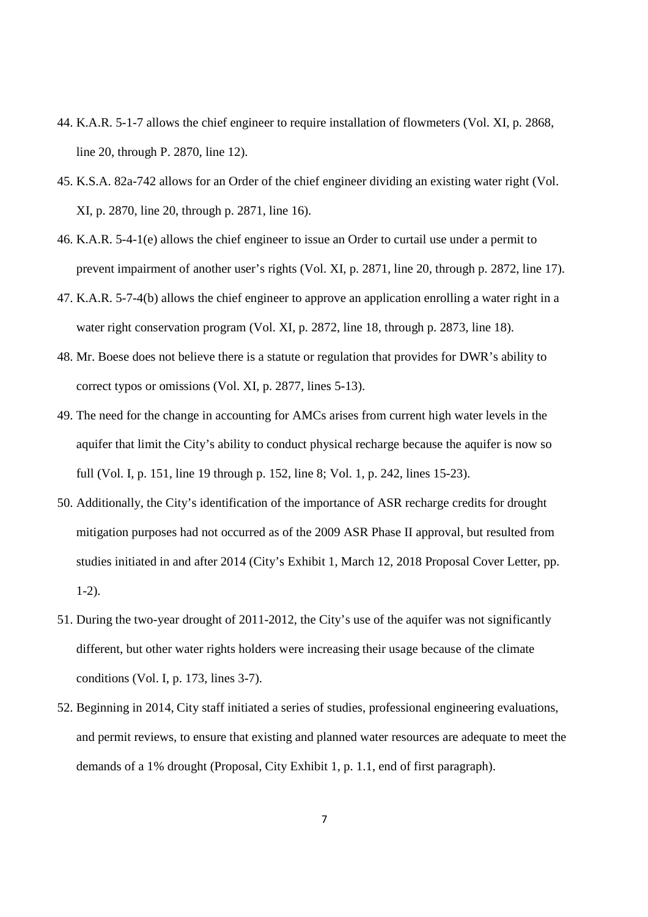44. K.A.R. 5-1-7 allows the chief engineer to require installation of flowmeters (Vol. XI, p. 2868, line 20, through P. 2870, line 12).
45. K.S.A. 82a-742 allows for an Order of the chief engineer dividing an existing water right (Vol. XI, p. 2870, line 20, through p. 2871, line 16).
46. K.A.R. 5-4-1(e) allows the chief engineer to issue an Order to curtail use under a permit to prevent impairment of another user's rights (Vol. XI, p. 2871, line 20, through p. 2872, line 17).
47. K.A.R. 5-7-4(b) allows the chief engineer to approve an application enrolling a water right in a water right conservation program (Vol. XI, p. 2872, line 18, through p. 2873, line 18).
48. Mr. Boese does not believe there is a statute or regulation that provides for DWR's ability to correct typos or omissions (Vol. XI, p. 2877, lines 5-13).
49. The need for the change in accounting for AMCs arises from current high water levels in the aquifer that limit the City's ability to conduct physical recharge because the aquifer is now so full (Vol. I, p. 151, line 19 through p. 152, line 8; Vol. 1, p. 242, lines 15-23).
50. Additionally, the City's identification of the importance of ASR recharge credits for drought mitigation purposes had not occurred as of the 2009 ASR Phase II approval, but resulted from studies initiated in and after 2014 (City's Exhibit 1, March 12, 2018 Proposal Cover Letter, pp. 1-2).
51. During the two-year drought of 2011-2012, the City's use of the aquifer was not significantly different, but other water rights holders were increasing their usage because of the climate conditions (Vol. I, p. 173, lines 3-7).
52. Beginning in 2014, City staff initiated a series of studies, professional engineering evaluations, and permit reviews, to ensure that existing and planned water resources are adequate to meet the demands of a 1% drought (Proposal, City Exhibit 1, p. 1.1, end of first paragraph).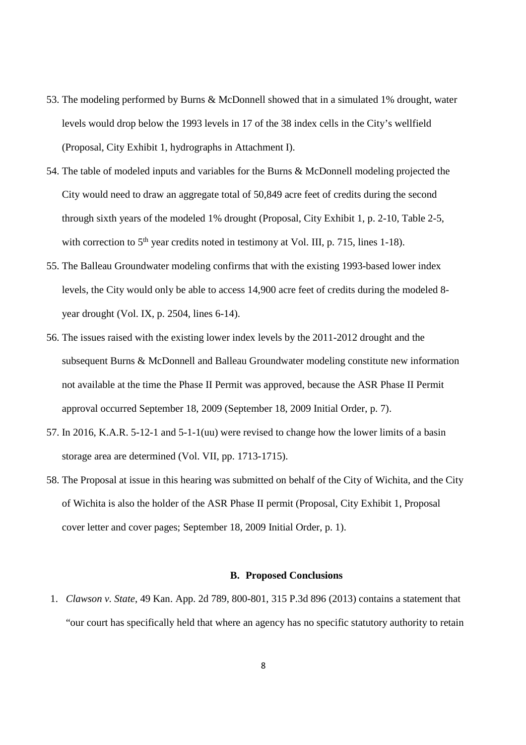53. The modeling performed by Burns & McDonnell showed that in a simulated 1% drought, water levels would drop below the 1993 levels in 17 of the 38 index cells in the City's wellfield (Proposal, City Exhibit 1, hydrographs in Attachment I).
54. The table of modeled inputs and variables for the Burns & McDonnell modeling projected the City would need to draw an aggregate total of 50,849 acre feet of credits during the second through sixth years of the modeled 1% drought (Proposal, City Exhibit 1, p. 2-10, Table 2-5, with correction to 5th year credits noted in testimony at Vol. III, p. 715, lines 1-18).
55. The Balleau Groundwater modeling confirms that with the existing 1993-based lower index levels, the City would only be able to access 14,900 acre feet of credits during the modeled 8-year drought (Vol. IX, p. 2504, lines 6-14).
56. The issues raised with the existing lower index levels by the 2011-2012 drought and the subsequent Burns & McDonnell and Balleau Groundwater modeling constitute new information not available at the time the Phase II Permit was approved, because the ASR Phase II Permit approval occurred September 18, 2009 (September 18, 2009 Initial Order, p. 7).
57. In 2016, K.A.R. 5-12-1 and 5-1-1(uu) were revised to change how the lower limits of a basin storage area are determined (Vol. VII, pp. 1713-1715).
58. The Proposal at issue in this hearing was submitted on behalf of the City of Wichita, and the City of Wichita is also the holder of the ASR Phase II permit (Proposal, City Exhibit 1, Proposal cover letter and cover pages; September 18, 2009 Initial Order, p. 1).

### B. Proposed Conclusions

1. *Clawson v. State*, 49 Kan. App. 2d 789, 800-801, 315 P.3d 896 (2013) contains a statement that "our court has specifically held that where an agency has no specific statutory authority to retain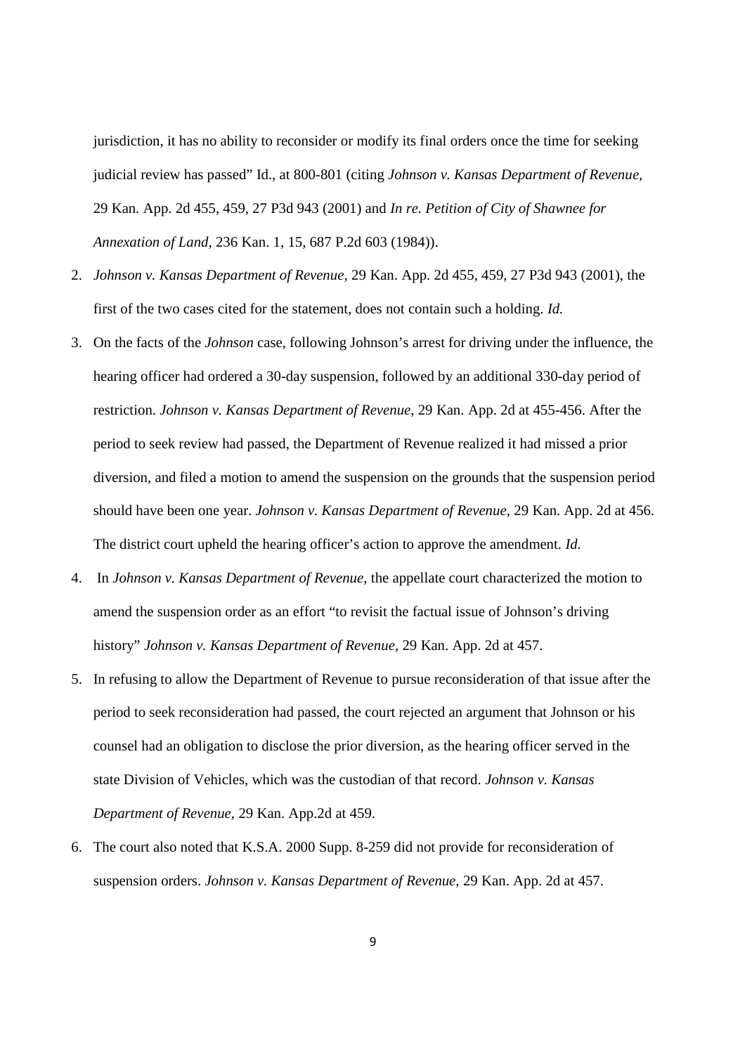jurisdiction, it has no ability to reconsider or modify its final orders once the time for seeking judicial review has passed" Id., at 800-801 (citing *Johnson v. Kansas Department of Revenue,* 29 Kan. App. 2d 455, 459, 27 P3d 943 (2001) and *In re. Petition of City of Shawnee for Annexation of Land,* 236 Kan. 1, 15, 687 P.2d 603 (1984)).

2. *Johnson v. Kansas Department of Revenue,* 29 Kan. App. 2d 455, 459, 27 P3d 943 (2001), the first of the two cases cited for the statement, does not contain such a holding. *Id.*
3. On the facts of the *Johnson* case, following Johnson's arrest for driving under the influence, the hearing officer had ordered a 30-day suspension, followed by an additional 330-day period of restriction. *Johnson v. Kansas Department of Revenue,* 29 Kan. App. 2d at 455-456. After the period to seek review had passed, the Department of Revenue realized it had missed a prior diversion, and filed a motion to amend the suspension on the grounds that the suspension period should have been one year. *Johnson v. Kansas Department of Revenue,* 29 Kan. App. 2d at 456. The district court upheld the hearing officer's action to approve the amendment. *Id.*
4. In *Johnson v. Kansas Department of Revenue,* the appellate court characterized the motion to amend the suspension order as an effort "to revisit the factual issue of Johnson's driving history" *Johnson v. Kansas Department of Revenue,* 29 Kan. App. 2d at 457.
5. In refusing to allow the Department of Revenue to pursue reconsideration of that issue after the period to seek reconsideration had passed, the court rejected an argument that Johnson or his counsel had an obligation to disclose the prior diversion, as the hearing officer served in the state Division of Vehicles, which was the custodian of that record. *Johnson v. Kansas Department of Revenue,* 29 Kan. App.2d at 459.
6. The court also noted that K.S.A. 2000 Supp. 8-259 did not provide for reconsideration of suspension orders. *Johnson v. Kansas Department of Revenue,* 29 Kan. App. 2d at 457.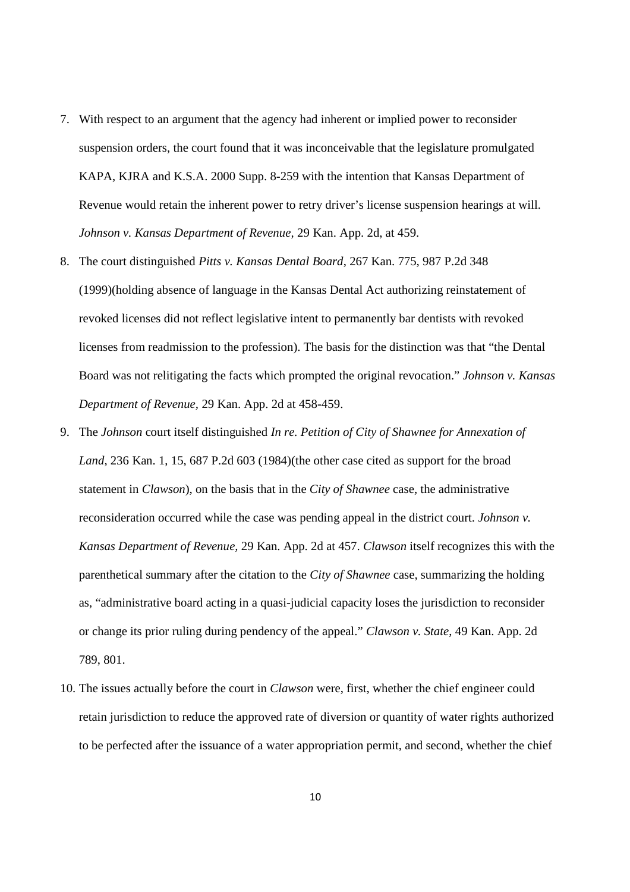7. With respect to an argument that the agency had inherent or implied power to reconsider suspension orders, the court found that it was inconceivable that the legislature promulgated KAPA, KJRA and K.S.A. 2000 Supp. 8-259 with the intention that Kansas Department of Revenue would retain the inherent power to retry driver's license suspension hearings at will. *Johnson v. Kansas Department of Revenue,* 29 Kan. App. 2d, at 459.

8. The court distinguished *Pitts v. Kansas Dental Board*, 267 Kan. 775, 987 P.2d 348 (1999)(holding absence of language in the Kansas Dental Act authorizing reinstatement of revoked licenses did not reflect legislative intent to permanently bar dentists with revoked licenses from readmission to the profession). The basis for the distinction was that "the Dental Board was not relitigating the facts which prompted the original revocation." *Johnson v. Kansas Department of Revenue,* 29 Kan. App. 2d at 458-459.

9. The *Johnson* court itself distinguished *In re. Petition of City of Shawnee for Annexation of Land*, 236 Kan. 1, 15, 687 P.2d 603 (1984)(the other case cited as support for the broad statement in *Clawson*), on the basis that in the *City of Shawnee* case, the administrative reconsideration occurred while the case was pending appeal in the district court. *Johnson v. Kansas Department of Revenue,* 29 Kan. App. 2d at 457. *Clawson* itself recognizes this with the parenthetical summary after the citation to the *City of Shawnee* case, summarizing the holding as, "administrative board acting in a quasi-judicial capacity loses the jurisdiction to reconsider or change its prior ruling during pendency of the appeal." *Clawson v. State,* 49 Kan. App. 2d 789, 801.

10. The issues actually before the court in *Clawson* were, first, whether the chief engineer could retain jurisdiction to reduce the approved rate of diversion or quantity of water rights authorized to be perfected after the issuance of a water appropriation permit, and second, whether the chief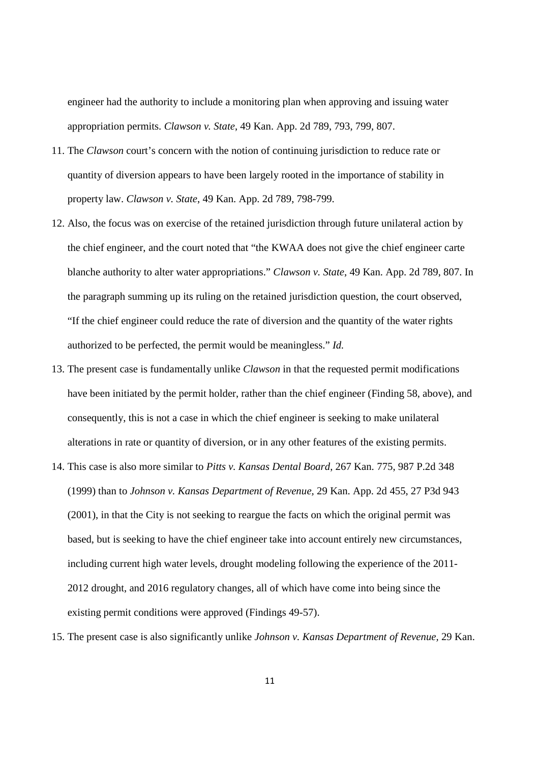engineer had the authority to include a monitoring plan when approving and issuing water appropriation permits. *Clawson v. State*, 49 Kan. App. 2d 789, 793, 799, 807.

11. The *Clawson* court's concern with the notion of continuing jurisdiction to reduce rate or quantity of diversion appears to have been largely rooted in the importance of stability in property law. *Clawson v. State*, 49 Kan. App. 2d 789, 798-799.

12. Also, the focus was on exercise of the retained jurisdiction through future unilateral action by the chief engineer, and the court noted that "the KWAA does not give the chief engineer carte blanche authority to alter water appropriations." *Clawson v. State*, 49 Kan. App. 2d 789, 807. In the paragraph summing up its ruling on the retained jurisdiction question, the court observed, "If the chief engineer could reduce the rate of diversion and the quantity of the water rights authorized to be perfected, the permit would be meaningless." *Id.*

13. The present case is fundamentally unlike *Clawson* in that the requested permit modifications have been initiated by the permit holder, rather than the chief engineer (Finding 58, above), and consequently, this is not a case in which the chief engineer is seeking to make unilateral alterations in rate or quantity of diversion, or in any other features of the existing permits.

14. This case is also more similar to *Pitts v. Kansas Dental Board*, 267 Kan. 775, 987 P.2d 348 (1999) than to *Johnson v. Kansas Department of Revenue*, 29 Kan. App. 2d 455, 27 P3d 943 (2001), in that the City is not seeking to reargue the facts on which the original permit was based, but is seeking to have the chief engineer take into account entirely new circumstances, including current high water levels, drought modeling following the experience of the 2011-2012 drought, and 2016 regulatory changes, all of which have come into being since the existing permit conditions were approved (Findings 49-57).

15. The present case is also significantly unlike *Johnson v. Kansas Department of Revenue*, 29 Kan.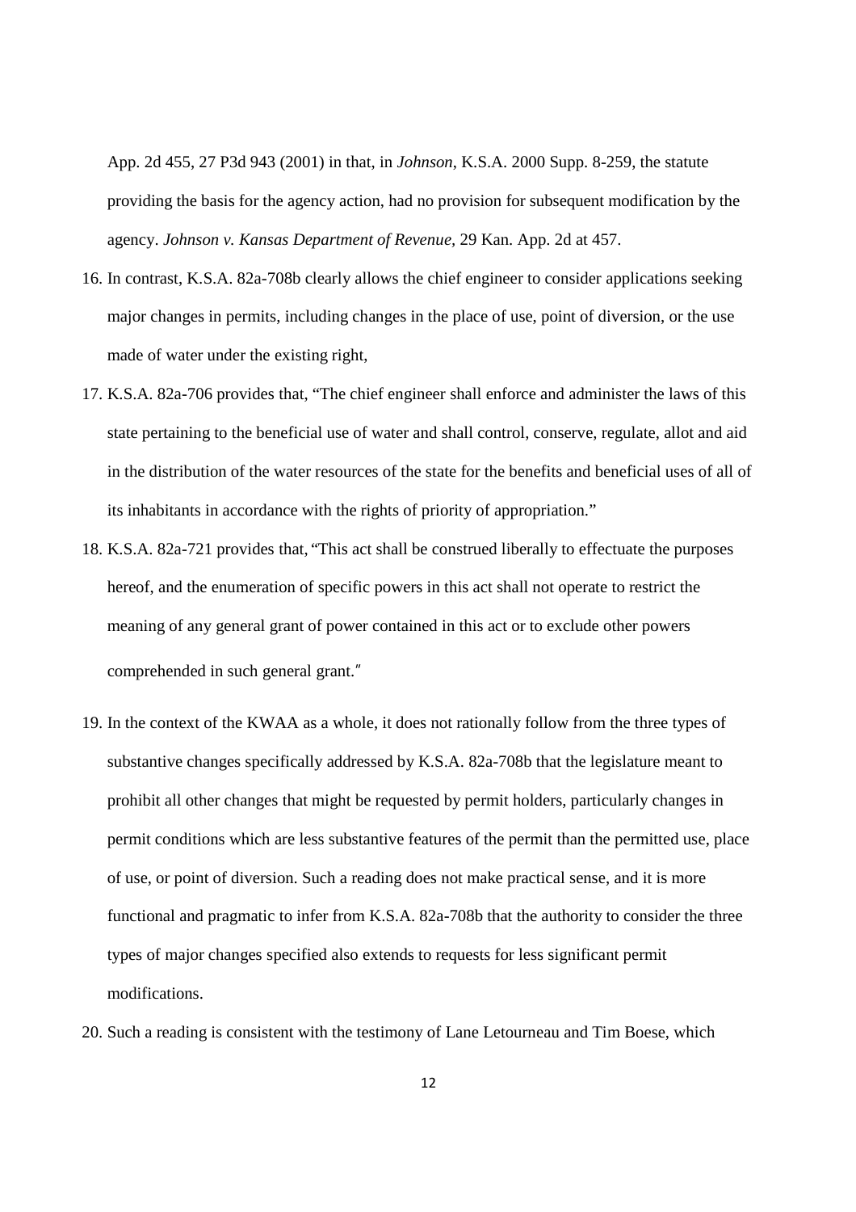App. 2d 455, 27 P3d 943 (2001) in that, in *Johnson*, K.S.A. 2000 Supp. 8-259, the statute providing the basis for the agency action, had no provision for subsequent modification by the agency. *Johnson v. Kansas Department of Revenue*, 29 Kan. App. 2d at 457.

16. In contrast, K.S.A. 82a-708b clearly allows the chief engineer to consider applications seeking major changes in permits, including changes in the place of use, point of diversion, or the use made of water under the existing right,
17. K.S.A. 82a-706 provides that, "The chief engineer shall enforce and administer the laws of this state pertaining to the beneficial use of water and shall control, conserve, regulate, allot and aid in the distribution of the water resources of the state for the benefits and beneficial uses of all of its inhabitants in accordance with the rights of priority of appropriation."
18. K.S.A. 82a-721 provides that, "This act shall be construed liberally to effectuate the purposes hereof, and the enumeration of specific powers in this act shall not operate to restrict the meaning of any general grant of power contained in this act or to exclude other powers comprehended in such general grant."
19. In the context of the KWAA as a whole, it does not rationally follow from the three types of substantive changes specifically addressed by K.S.A. 82a-708b that the legislature meant to prohibit all other changes that might be requested by permit holders, particularly changes in permit conditions which are less substantive features of the permit than the permitted use, place of use, or point of diversion. Such a reading does not make practical sense, and it is more functional and pragmatic to infer from K.S.A. 82a-708b that the authority to consider the three types of major changes specified also extends to requests for less significant permit modifications.
20. Such a reading is consistent with the testimony of Lane Letourneau and Tim Boese, which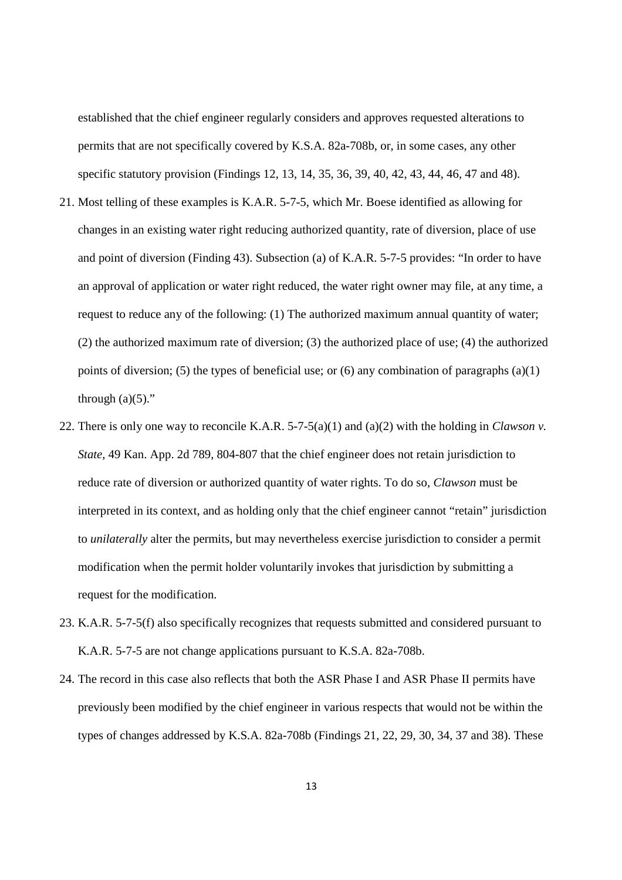established that the chief engineer regularly considers and approves requested alterations to permits that are not specifically covered by K.S.A. 82a-708b, or, in some cases, any other specific statutory provision (Findings 12, 13, 14, 35, 36, 39, 40, 42, 43, 44, 46, 47 and 48).

21. Most telling of these examples is K.A.R. 5-7-5, which Mr. Boese identified as allowing for changes in an existing water right reducing authorized quantity, rate of diversion, place of use and point of diversion (Finding 43). Subsection (a) of K.A.R. 5-7-5 provides: "In order to have an approval of application or water right reduced, the water right owner may file, at any time, a request to reduce any of the following: (1) The authorized maximum annual quantity of water; (2) the authorized maximum rate of diversion; (3) the authorized place of use; (4) the authorized points of diversion; (5) the types of beneficial use; or (6) any combination of paragraphs (a)(1) through (a)(5)."

22. There is only one way to reconcile K.A.R. 5-7-5(a)(1) and (a)(2) with the holding in *Clawson v. State*, 49 Kan. App. 2d 789, 804-807 that the chief engineer does not retain jurisdiction to reduce rate of diversion or authorized quantity of water rights. To do so, *Clawson* must be interpreted in its context, and as holding only that the chief engineer cannot "retain" jurisdiction to *unilaterally* alter the permits, but may nevertheless exercise jurisdiction to consider a permit modification when the permit holder voluntarily invokes that jurisdiction by submitting a request for the modification.

23. K.A.R. 5-7-5(f) also specifically recognizes that requests submitted and considered pursuant to K.A.R. 5-7-5 are not change applications pursuant to K.S.A. 82a-708b.

24. The record in this case also reflects that both the ASR Phase I and ASR Phase II permits have previously been modified by the chief engineer in various respects that would not be within the types of changes addressed by K.S.A. 82a-708b (Findings 21, 22, 29, 30, 34, 37 and 38). These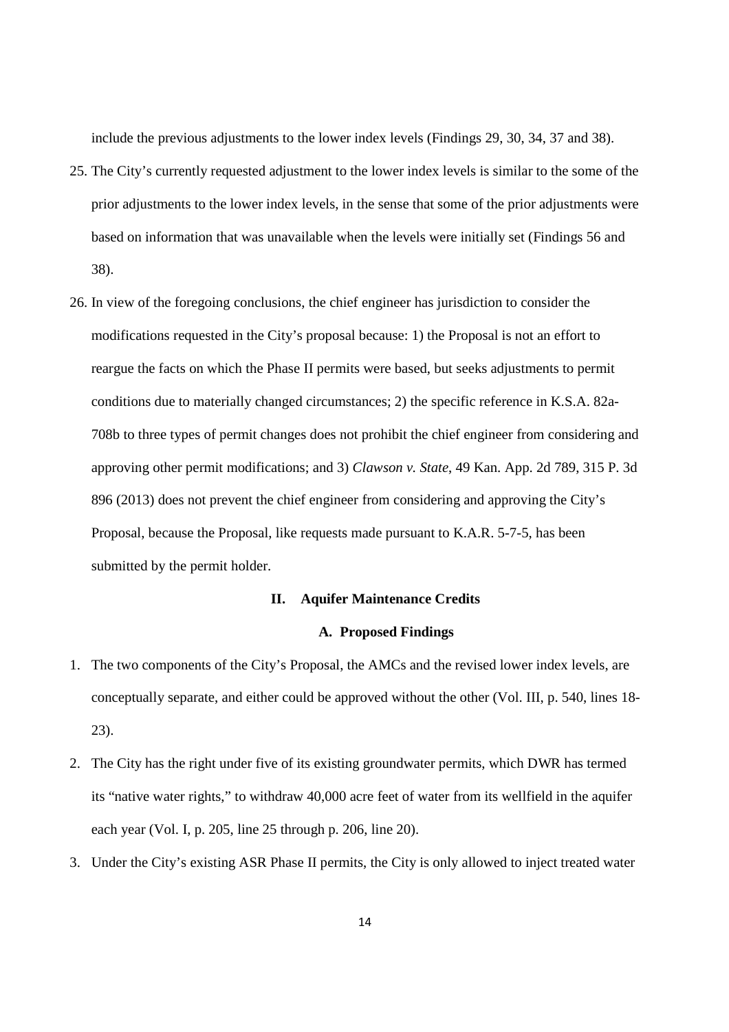include the previous adjustments to the lower index levels (Findings 29, 30, 34, 37 and 38).

25. The City's currently requested adjustment to the lower index levels is similar to the some of the prior adjustments to the lower index levels, in the sense that some of the prior adjustments were based on information that was unavailable when the levels were initially set (Findings 56 and 38).

26. In view of the foregoing conclusions, the chief engineer has jurisdiction to consider the modifications requested in the City's proposal because: 1) the Proposal is not an effort to reargue the facts on which the Phase II permits were based, but seeks adjustments to permit conditions due to materially changed circumstances; 2) the specific reference in K.S.A. 82a-708b to three types of permit changes does not prohibit the chief engineer from considering and approving other permit modifications; and 3) *Clawson v. State*, 49 Kan. App. 2d 789, 315 P. 3d 896 (2013) does not prevent the chief engineer from considering and approving the City's Proposal, because the Proposal, like requests made pursuant to K.A.R. 5-7-5, has been submitted by the permit holder.

## II. Aquifer Maintenance Credits

### A. Proposed Findings

1. The two components of the City's Proposal, the AMCs and the revised lower index levels, are conceptually separate, and either could be approved without the other (Vol. III, p. 540, lines 18-23).

2. The City has the right under five of its existing groundwater permits, which DWR has termed its "native water rights," to withdraw 40,000 acre feet of water from its wellfield in the aquifer each year (Vol. I, p. 205, line 25 through p. 206, line 20).

3. Under the City's existing ASR Phase II permits, the City is only allowed to inject treated water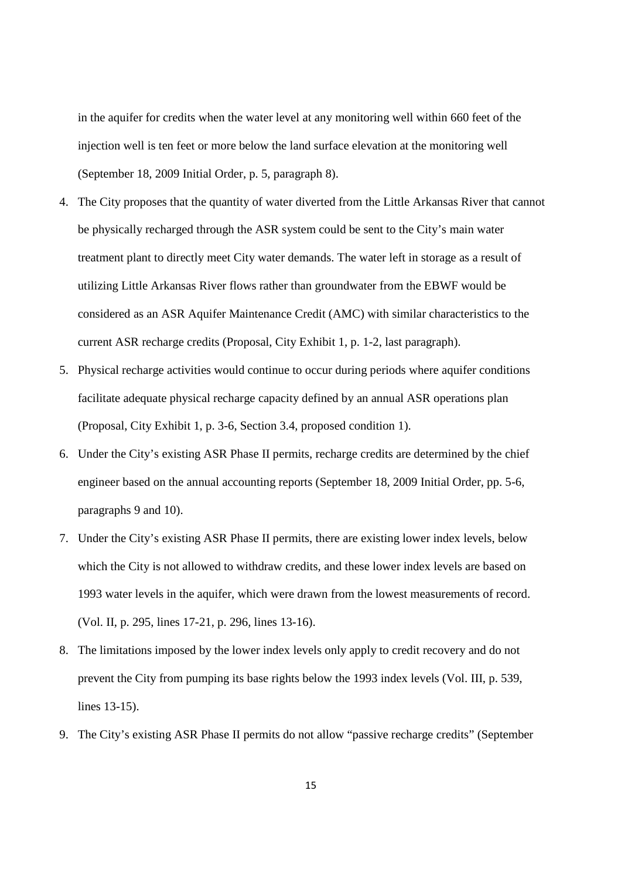in the aquifer for credits when the water level at any monitoring well within 660 feet of the injection well is ten feet or more below the land surface elevation at the monitoring well (September 18, 2009 Initial Order, p. 5, paragraph 8).

4. The City proposes that the quantity of water diverted from the Little Arkansas River that cannot be physically recharged through the ASR system could be sent to the City's main water treatment plant to directly meet City water demands. The water left in storage as a result of utilizing Little Arkansas River flows rather than groundwater from the EBWF would be considered as an ASR Aquifer Maintenance Credit (AMC) with similar characteristics to the current ASR recharge credits (Proposal, City Exhibit 1, p. 1-2, last paragraph).
5. Physical recharge activities would continue to occur during periods where aquifer conditions facilitate adequate physical recharge capacity defined by an annual ASR operations plan (Proposal, City Exhibit 1, p. 3-6, Section 3.4, proposed condition 1).
6. Under the City's existing ASR Phase II permits, recharge credits are determined by the chief engineer based on the annual accounting reports (September 18, 2009 Initial Order, pp. 5-6, paragraphs 9 and 10).
7. Under the City's existing ASR Phase II permits, there are existing lower index levels, below which the City is not allowed to withdraw credits, and these lower index levels are based on 1993 water levels in the aquifer, which were drawn from the lowest measurements of record. (Vol. II, p. 295, lines 17-21, p. 296, lines 13-16).
8. The limitations imposed by the lower index levels only apply to credit recovery and do not prevent the City from pumping its base rights below the 1993 index levels (Vol. III, p. 539, lines 13-15).
9. The City's existing ASR Phase II permits do not allow "passive recharge credits" (September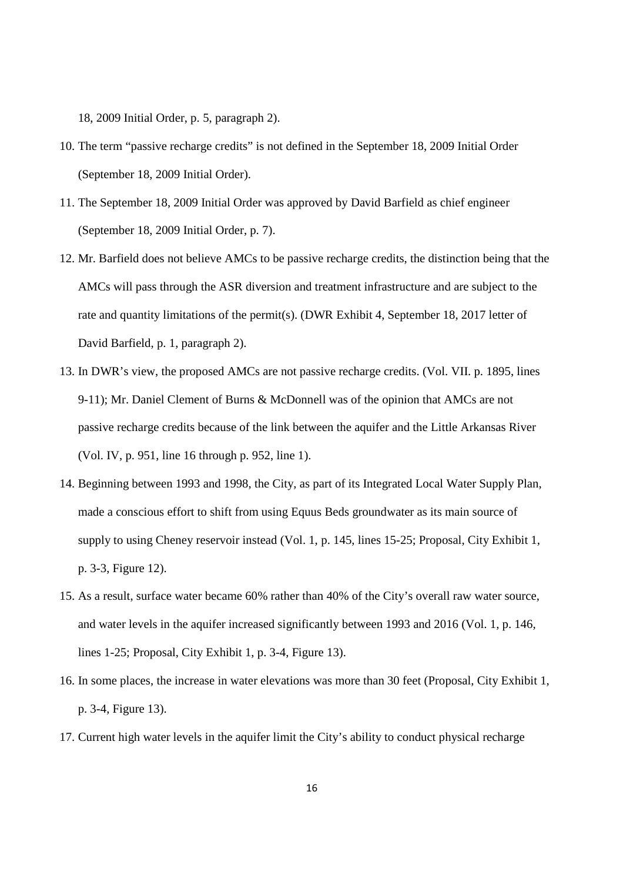18, 2009 Initial Order, p. 5, paragraph 2).

10. The term "passive recharge credits" is not defined in the September 18, 2009 Initial Order (September 18, 2009 Initial Order).
11. The September 18, 2009 Initial Order was approved by David Barfield as chief engineer (September 18, 2009 Initial Order, p. 7).
12. Mr. Barfield does not believe AMCs to be passive recharge credits, the distinction being that the AMCs will pass through the ASR diversion and treatment infrastructure and are subject to the rate and quantity limitations of the permit(s). (DWR Exhibit 4, September 18, 2017 letter of David Barfield, p. 1, paragraph 2).
13. In DWR's view, the proposed AMCs are not passive recharge credits. (Vol. VII. p. 1895, lines 9-11); Mr. Daniel Clement of Burns & McDonnell was of the opinion that AMCs are not passive recharge credits because of the link between the aquifer and the Little Arkansas River (Vol. IV, p. 951, line 16 through p. 952, line 1).
14. Beginning between 1993 and 1998, the City, as part of its Integrated Local Water Supply Plan, made a conscious effort to shift from using Equus Beds groundwater as its main source of supply to using Cheney reservoir instead (Vol. 1, p. 145, lines 15-25; Proposal, City Exhibit 1, p. 3-3, Figure 12).
15. As a result, surface water became 60% rather than 40% of the City's overall raw water source, and water levels in the aquifer increased significantly between 1993 and 2016 (Vol. 1, p. 146, lines 1-25; Proposal, City Exhibit 1, p. 3-4, Figure 13).
16. In some places, the increase in water elevations was more than 30 feet (Proposal, City Exhibit 1, p. 3-4, Figure 13).
17. Current high water levels in the aquifer limit the City's ability to conduct physical recharge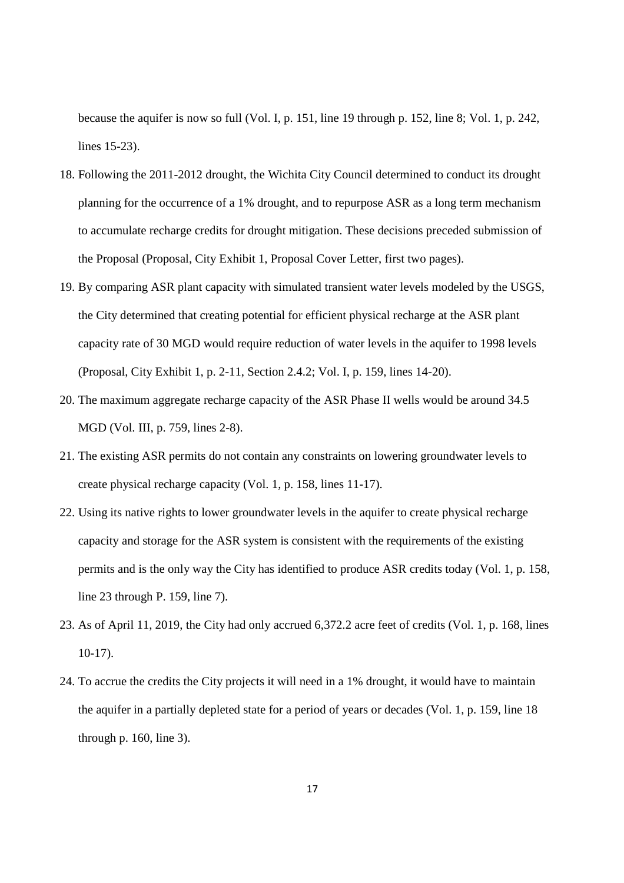because the aquifer is now so full (Vol. I, p. 151, line 19 through p. 152, line 8; Vol. 1, p. 242, lines 15-23).

18. Following the 2011-2012 drought, the Wichita City Council determined to conduct its drought planning for the occurrence of a 1% drought, and to repurpose ASR as a long term mechanism to accumulate recharge credits for drought mitigation. These decisions preceded submission of the Proposal (Proposal, City Exhibit 1, Proposal Cover Letter, first two pages).
19. By comparing ASR plant capacity with simulated transient water levels modeled by the USGS, the City determined that creating potential for efficient physical recharge at the ASR plant capacity rate of 30 MGD would require reduction of water levels in the aquifer to 1998 levels (Proposal, City Exhibit 1, p. 2-11, Section 2.4.2; Vol. I, p. 159, lines 14-20).
20. The maximum aggregate recharge capacity of the ASR Phase II wells would be around 34.5 MGD (Vol. III, p. 759, lines 2-8).
21. The existing ASR permits do not contain any constraints on lowering groundwater levels to create physical recharge capacity (Vol. 1, p. 158, lines 11-17).
22. Using its native rights to lower groundwater levels in the aquifer to create physical recharge capacity and storage for the ASR system is consistent with the requirements of the existing permits and is the only way the City has identified to produce ASR credits today (Vol. 1, p. 158, line 23 through P. 159, line 7).
23. As of April 11, 2019, the City had only accrued 6,372.2 acre feet of credits (Vol. 1, p. 168, lines 10-17).
24. To accrue the credits the City projects it will need in a 1% drought, it would have to maintain the aquifer in a partially depleted state for a period of years or decades (Vol. 1, p. 159, line 18 through p. 160, line 3).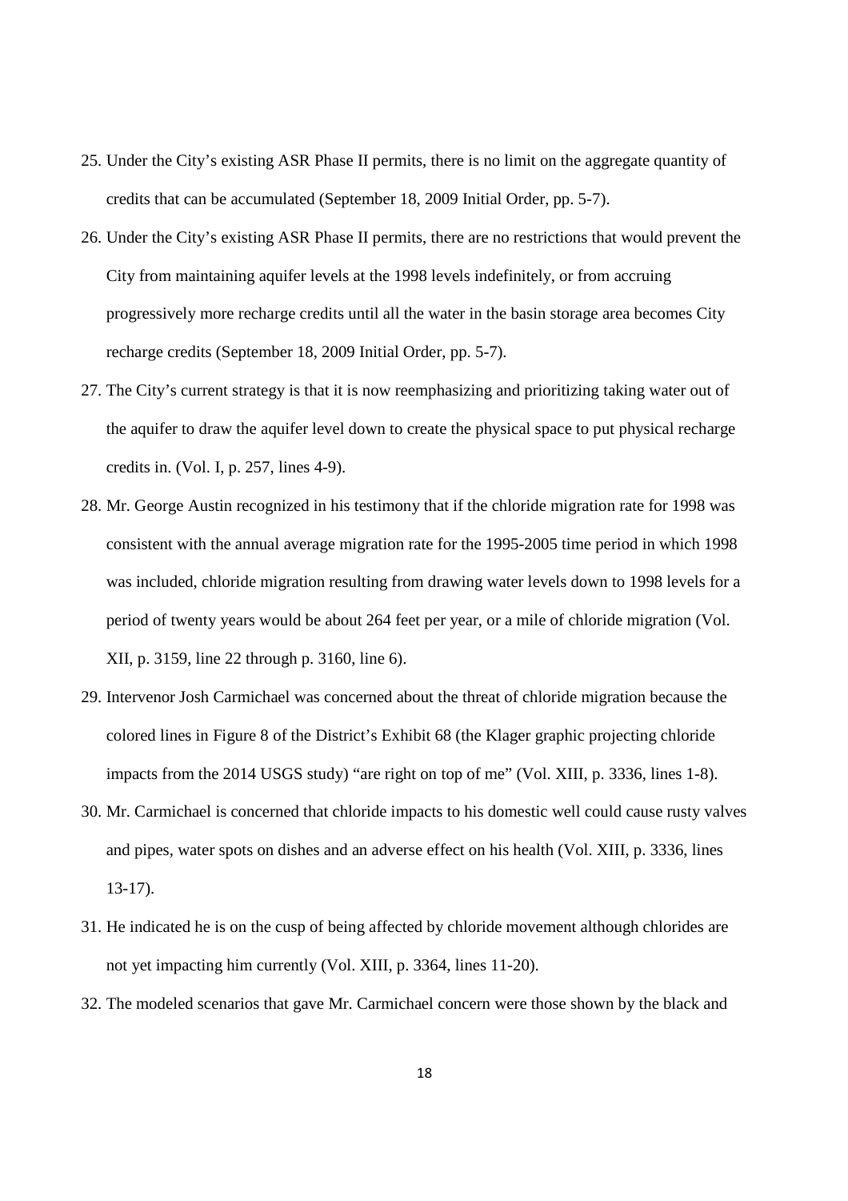25. Under the City's existing ASR Phase II permits, there is no limit on the aggregate quantity of credits that can be accumulated (September 18, 2009 Initial Order, pp. 5-7).
26. Under the City's existing ASR Phase II permits, there are no restrictions that would prevent the City from maintaining aquifer levels at the 1998 levels indefinitely, or from accruing progressively more recharge credits until all the water in the basin storage area becomes City recharge credits (September 18, 2009 Initial Order, pp. 5-7).
27. The City's current strategy is that it is now reemphasizing and prioritizing taking water out of the aquifer to draw the aquifer level down to create the physical space to put physical recharge credits in. (Vol. I, p. 257, lines 4-9).
28. Mr. George Austin recognized in his testimony that if the chloride migration rate for 1998 was consistent with the annual average migration rate for the 1995-2005 time period in which 1998 was included, chloride migration resulting from drawing water levels down to 1998 levels for a period of twenty years would be about 264 feet per year, or a mile of chloride migration (Vol. XII, p. 3159, line 22 through p. 3160, line 6).
29. Intervenor Josh Carmichael was concerned about the threat of chloride migration because the colored lines in Figure 8 of the District's Exhibit 68 (the Klager graphic projecting chloride impacts from the 2014 USGS study) "are right on top of me" (Vol. XIII, p. 3336, lines 1-8).
30. Mr. Carmichael is concerned that chloride impacts to his domestic well could cause rusty valves and pipes, water spots on dishes and an adverse effect on his health (Vol. XIII, p. 3336, lines 13-17).
31. He indicated he is on the cusp of being affected by chloride movement although chlorides are not yet impacting him currently (Vol. XIII, p. 3364, lines 11-20).
32. The modeled scenarios that gave Mr. Carmichael concern were those shown by the black and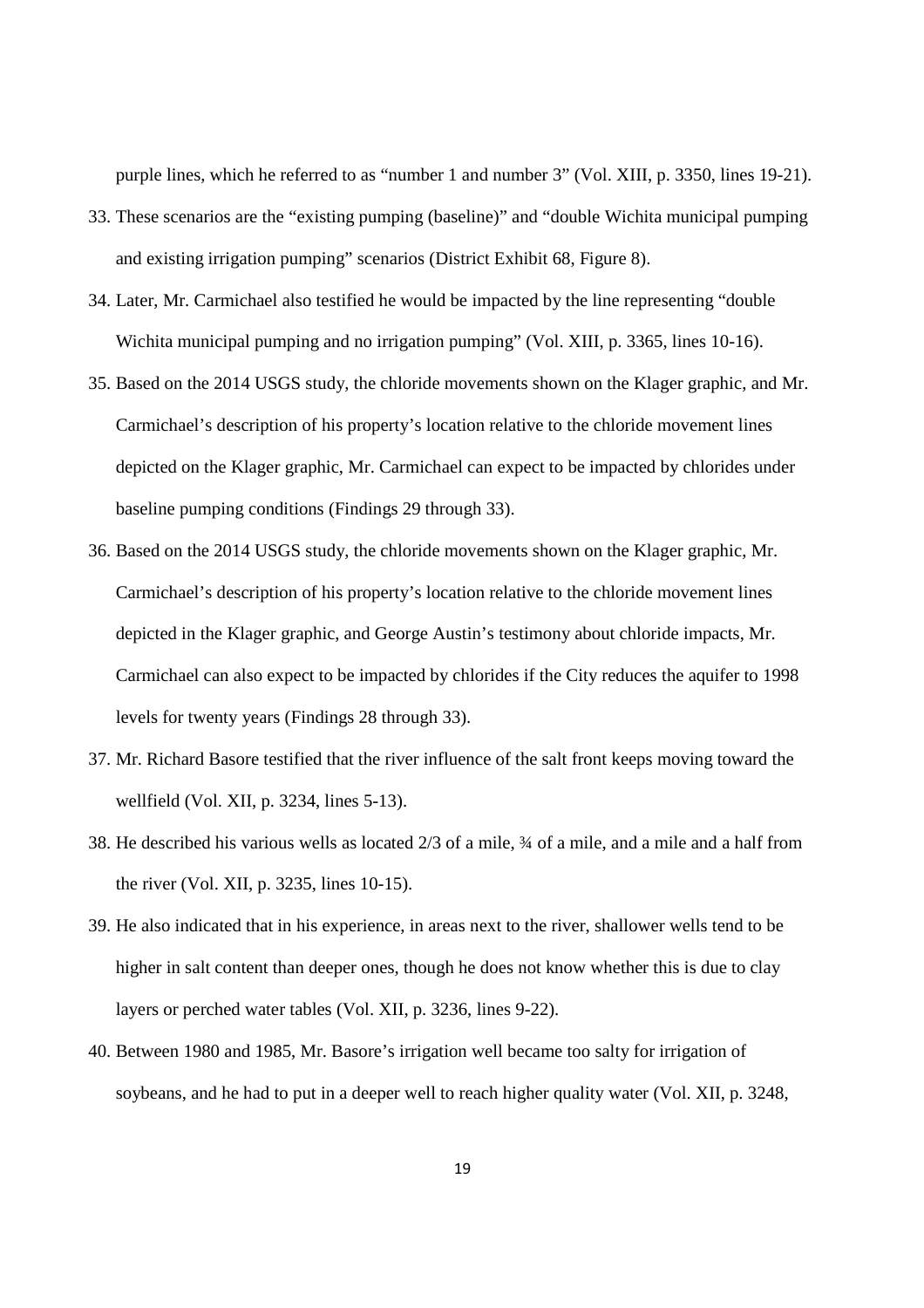purple lines, which he referred to as "number 1 and number 3" (Vol. XIII, p. 3350, lines 19-21).

33. These scenarios are the "existing pumping (baseline)" and "double Wichita municipal pumping and existing irrigation pumping" scenarios (District Exhibit 68, Figure 8).
34. Later, Mr. Carmichael also testified he would be impacted by the line representing "double Wichita municipal pumping and no irrigation pumping" (Vol. XIII, p. 3365, lines 10-16).
35. Based on the 2014 USGS study, the chloride movements shown on the Klager graphic, and Mr. Carmichael's description of his property's location relative to the chloride movement lines depicted on the Klager graphic, Mr. Carmichael can expect to be impacted by chlorides under baseline pumping conditions (Findings 29 through 33).
36. Based on the 2014 USGS study, the chloride movements shown on the Klager graphic, Mr. Carmichael's description of his property's location relative to the chloride movement lines depicted in the Klager graphic, and George Austin's testimony about chloride impacts, Mr. Carmichael can also expect to be impacted by chlorides if the City reduces the aquifer to 1998 levels for twenty years (Findings 28 through 33).
37. Mr. Richard Basore testified that the river influence of the salt front keeps moving toward the wellfield (Vol. XII, p. 3234, lines 5-13).
38. He described his various wells as located 2/3 of a mile, ¾ of a mile, and a mile and a half from the river (Vol. XII, p. 3235, lines 10-15).
39. He also indicated that in his experience, in areas next to the river, shallower wells tend to be higher in salt content than deeper ones, though he does not know whether this is due to clay layers or perched water tables (Vol. XII, p. 3236, lines 9-22).
40. Between 1980 and 1985, Mr. Basore's irrigation well became too salty for irrigation of soybeans, and he had to put in a deeper well to reach higher quality water (Vol. XII, p. 3248,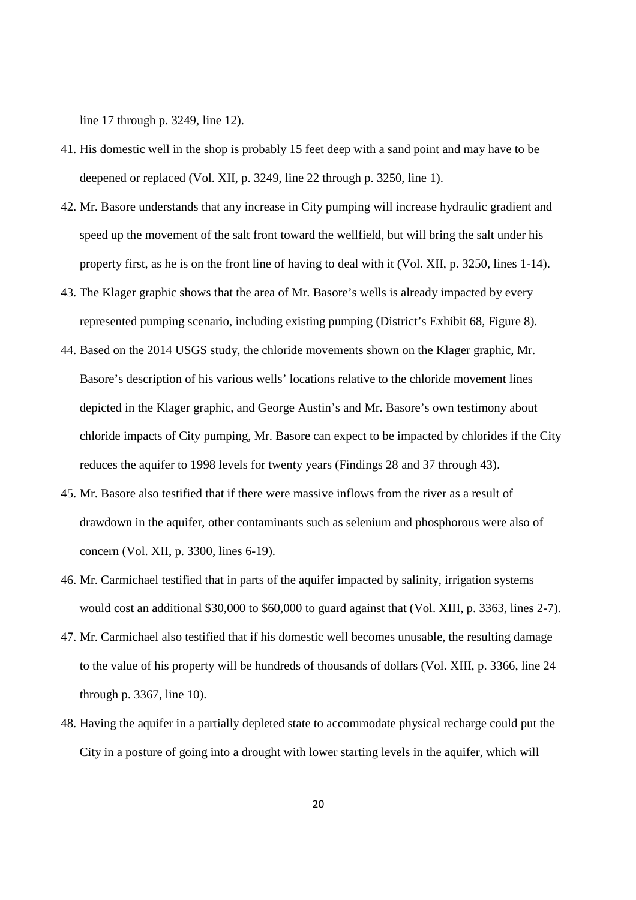line 17 through p. 3249, line 12).

41. His domestic well in the shop is probably 15 feet deep with a sand point and may have to be deepened or replaced (Vol. XII, p. 3249, line 22 through p. 3250, line 1).

42. Mr. Basore understands that any increase in City pumping will increase hydraulic gradient and speed up the movement of the salt front toward the wellfield, but will bring the salt under his property first, as he is on the front line of having to deal with it (Vol. XII, p. 3250, lines 1-14).

43. The Klager graphic shows that the area of Mr. Basore's wells is already impacted by every represented pumping scenario, including existing pumping (District's Exhibit 68, Figure 8).

44. Based on the 2014 USGS study, the chloride movements shown on the Klager graphic, Mr. Basore's description of his various wells' locations relative to the chloride movement lines depicted in the Klager graphic, and George Austin's and Mr. Basore's own testimony about chloride impacts of City pumping, Mr. Basore can expect to be impacted by chlorides if the City reduces the aquifer to 1998 levels for twenty years (Findings 28 and 37 through 43).

45. Mr. Basore also testified that if there were massive inflows from the river as a result of drawdown in the aquifer, other contaminants such as selenium and phosphorous were also of concern (Vol. XII, p. 3300, lines 6-19).

46. Mr. Carmichael testified that in parts of the aquifer impacted by salinity, irrigation systems would cost an additional \$30,000 to \$60,000 to guard against that (Vol. XIII, p. 3363, lines 2-7).

47. Mr. Carmichael also testified that if his domestic well becomes unusable, the resulting damage to the value of his property will be hundreds of thousands of dollars (Vol. XIII, p. 3366, line 24 through p. 3367, line 10).

48. Having the aquifer in a partially depleted state to accommodate physical recharge could put the City in a posture of going into a drought with lower starting levels in the aquifer, which will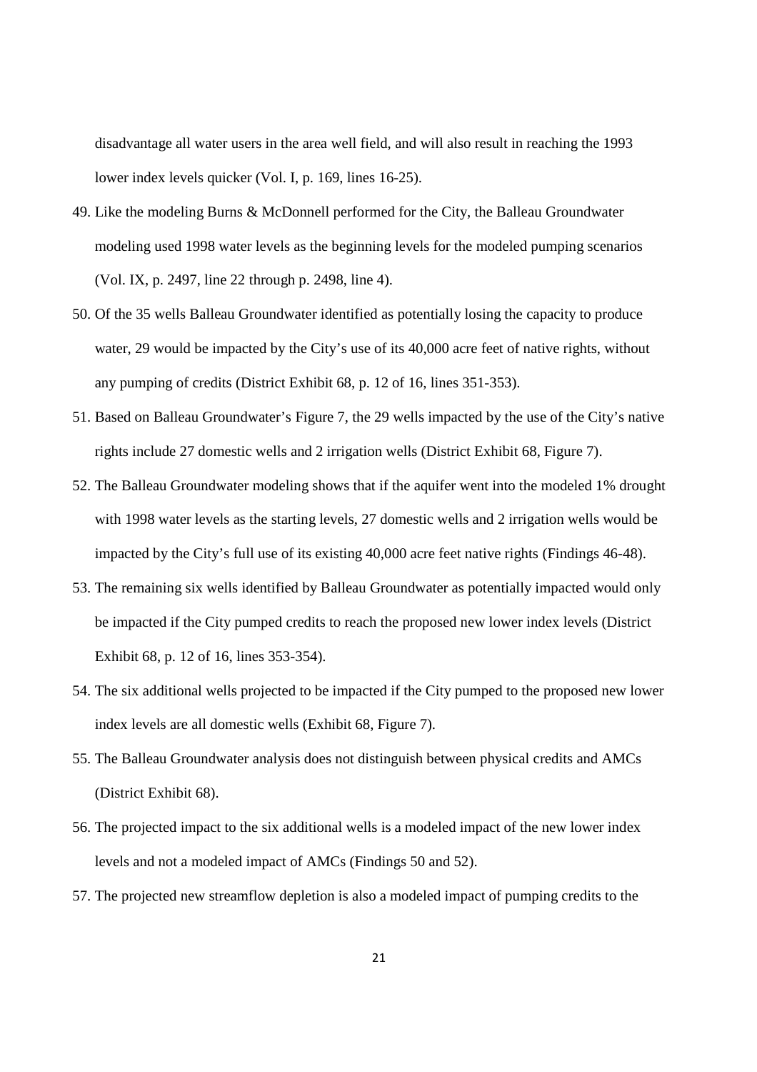disadvantage all water users in the area well field, and will also result in reaching the 1993 lower index levels quicker (Vol. I, p. 169, lines 16-25).

49. Like the modeling Burns & McDonnell performed for the City, the Balleau Groundwater modeling used 1998 water levels as the beginning levels for the modeled pumping scenarios (Vol. IX, p. 2497, line 22 through p. 2498, line 4).

50. Of the 35 wells Balleau Groundwater identified as potentially losing the capacity to produce water, 29 would be impacted by the City's use of its 40,000 acre feet of native rights, without any pumping of credits (District Exhibit 68, p. 12 of 16, lines 351-353).

51. Based on Balleau Groundwater's Figure 7, the 29 wells impacted by the use of the City's native rights include 27 domestic wells and 2 irrigation wells (District Exhibit 68, Figure 7).

52. The Balleau Groundwater modeling shows that if the aquifer went into the modeled 1% drought with 1998 water levels as the starting levels, 27 domestic wells and 2 irrigation wells would be impacted by the City's full use of its existing 40,000 acre feet native rights (Findings 46-48).

53. The remaining six wells identified by Balleau Groundwater as potentially impacted would only be impacted if the City pumped credits to reach the proposed new lower index levels (District Exhibit 68, p. 12 of 16, lines 353-354).

54. The six additional wells projected to be impacted if the City pumped to the proposed new lower index levels are all domestic wells (Exhibit 68, Figure 7).

55. The Balleau Groundwater analysis does not distinguish between physical credits and AMCs (District Exhibit 68).

56. The projected impact to the six additional wells is a modeled impact of the new lower index levels and not a modeled impact of AMCs (Findings 50 and 52).

57. The projected new streamflow depletion is also a modeled impact of pumping credits to the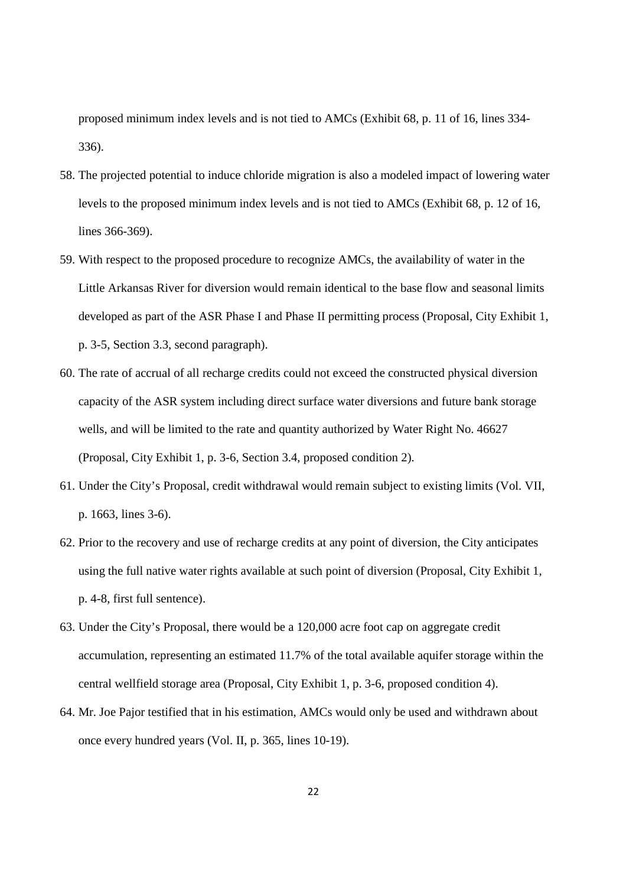proposed minimum index levels and is not tied to AMCs (Exhibit 68, p. 11 of 16, lines 334-336).

58. The projected potential to induce chloride migration is also a modeled impact of lowering water levels to the proposed minimum index levels and is not tied to AMCs (Exhibit 68, p. 12 of 16, lines 366-369).

59. With respect to the proposed procedure to recognize AMCs, the availability of water in the Little Arkansas River for diversion would remain identical to the base flow and seasonal limits developed as part of the ASR Phase I and Phase II permitting process (Proposal, City Exhibit 1, p. 3-5, Section 3.3, second paragraph).

60. The rate of accrual of all recharge credits could not exceed the constructed physical diversion capacity of the ASR system including direct surface water diversions and future bank storage wells, and will be limited to the rate and quantity authorized by Water Right No. 46627 (Proposal, City Exhibit 1, p. 3-6, Section 3.4, proposed condition 2).

61. Under the City's Proposal, credit withdrawal would remain subject to existing limits (Vol. VII, p. 1663, lines 3-6).

62. Prior to the recovery and use of recharge credits at any point of diversion, the City anticipates using the full native water rights available at such point of diversion (Proposal, City Exhibit 1, p. 4-8, first full sentence).

63. Under the City's Proposal, there would be a 120,000 acre foot cap on aggregate credit accumulation, representing an estimated 11.7% of the total available aquifer storage within the central wellfield storage area (Proposal, City Exhibit 1, p. 3-6, proposed condition 4).

64. Mr. Joe Pajor testified that in his estimation, AMCs would only be used and withdrawn about once every hundred years (Vol. II, p. 365, lines 10-19).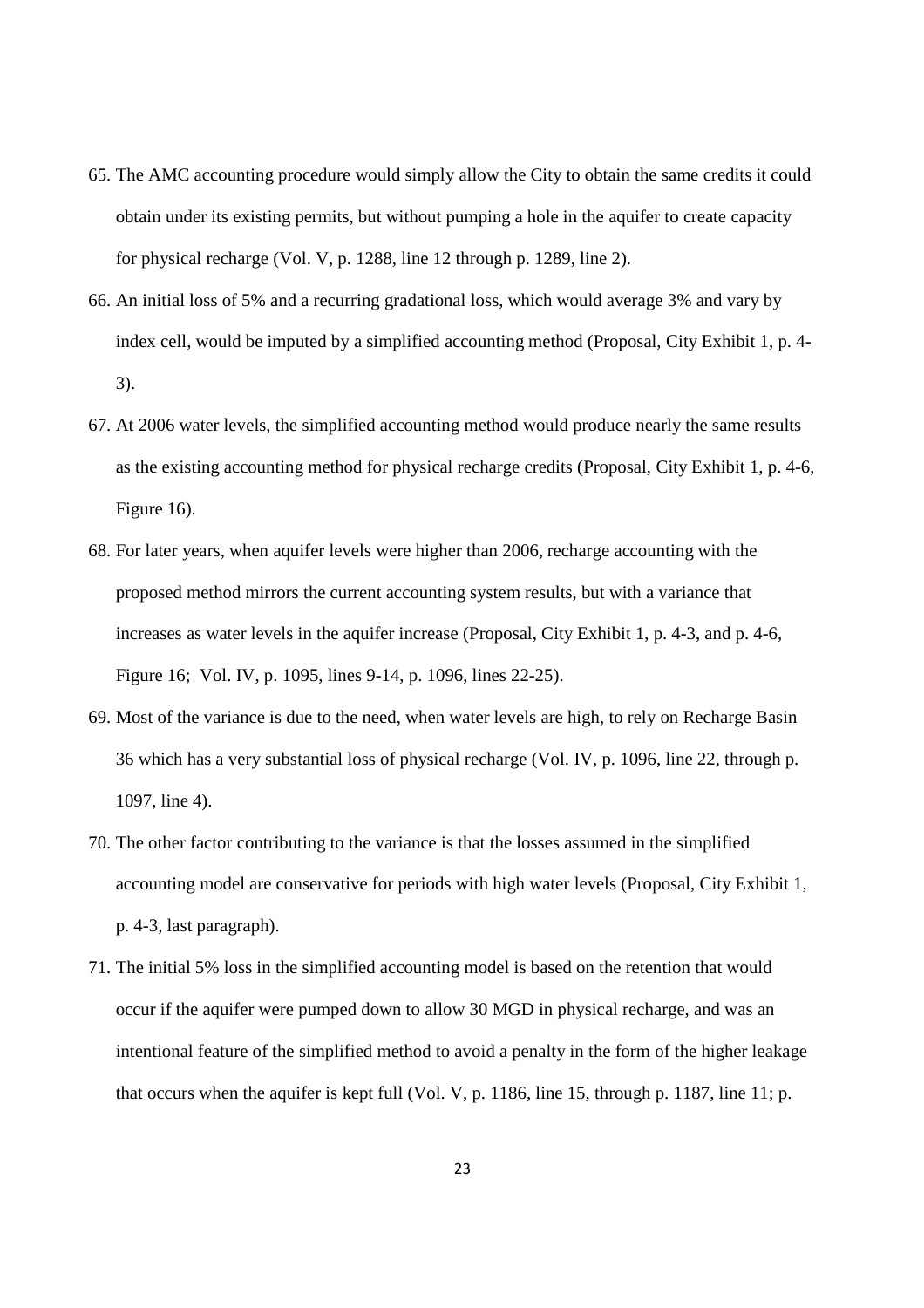65. The AMC accounting procedure would simply allow the City to obtain the same credits it could obtain under its existing permits, but without pumping a hole in the aquifer to create capacity for physical recharge (Vol. V, p. 1288, line 12 through p. 1289, line 2).

66. An initial loss of 5% and a recurring gradational loss, which would average 3% and vary by index cell, would be imputed by a simplified accounting method (Proposal, City Exhibit 1, p. 4-3).

67. At 2006 water levels, the simplified accounting method would produce nearly the same results as the existing accounting method for physical recharge credits (Proposal, City Exhibit 1, p. 4-6, Figure 16).

68. For later years, when aquifer levels were higher than 2006, recharge accounting with the proposed method mirrors the current accounting system results, but with a variance that increases as water levels in the aquifer increase (Proposal, City Exhibit 1, p. 4-3, and p. 4-6, Figure 16; Vol. IV, p. 1095, lines 9-14, p. 1096, lines 22-25).

69. Most of the variance is due to the need, when water levels are high, to rely on Recharge Basin 36 which has a very substantial loss of physical recharge (Vol. IV, p. 1096, line 22, through p. 1097, line 4).

70. The other factor contributing to the variance is that the losses assumed in the simplified accounting model are conservative for periods with high water levels (Proposal, City Exhibit 1, p. 4-3, last paragraph).

71. The initial 5% loss in the simplified accounting model is based on the retention that would occur if the aquifer were pumped down to allow 30 MGD in physical recharge, and was an intentional feature of the simplified method to avoid a penalty in the form of the higher leakage that occurs when the aquifer is kept full (Vol. V, p. 1186, line 15, through p. 1187, line 11; p.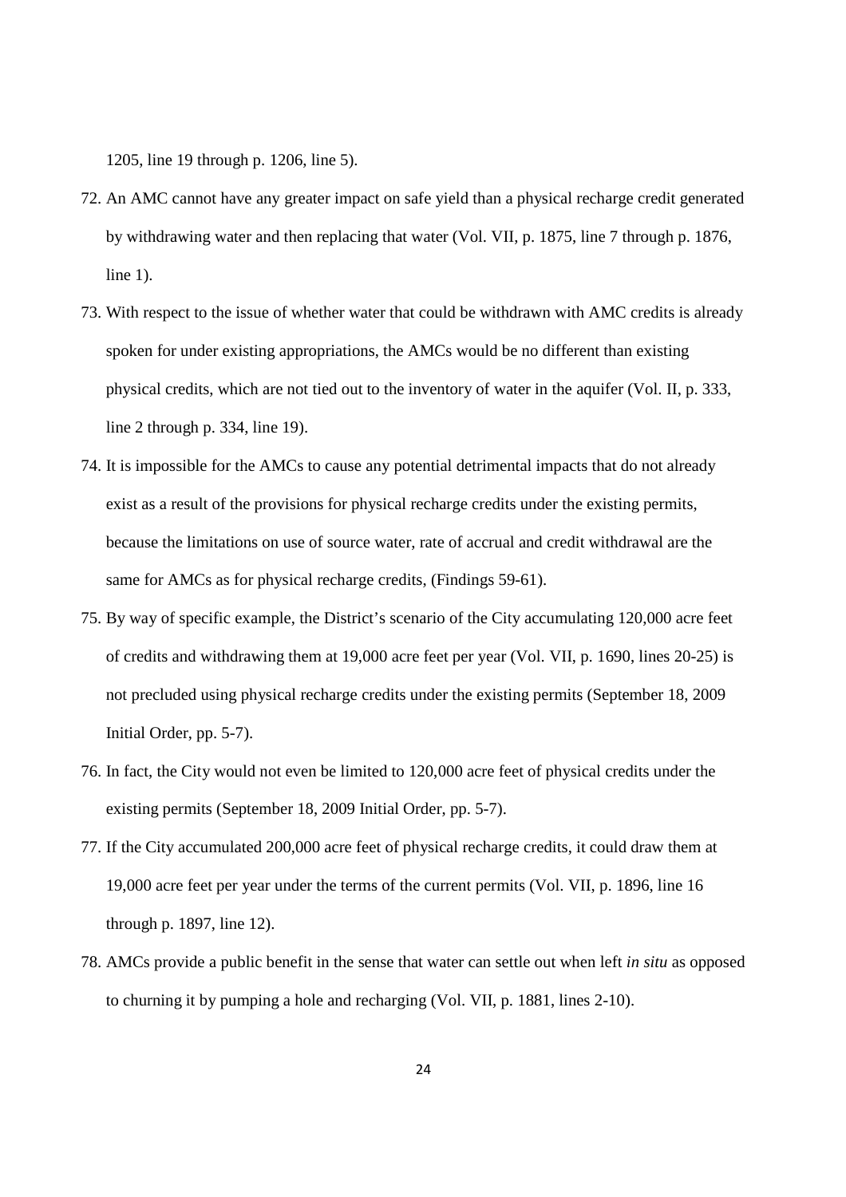1205, line 19 through p. 1206, line 5).

72. An AMC cannot have any greater impact on safe yield than a physical recharge credit generated by withdrawing water and then replacing that water (Vol. VII, p. 1875, line 7 through p. 1876, line 1).

73. With respect to the issue of whether water that could be withdrawn with AMC credits is already spoken for under existing appropriations, the AMCs would be no different than existing physical credits, which are not tied out to the inventory of water in the aquifer (Vol. II, p. 333, line 2 through p. 334, line 19).

74. It is impossible for the AMCs to cause any potential detrimental impacts that do not already exist as a result of the provisions for physical recharge credits under the existing permits, because the limitations on use of source water, rate of accrual and credit withdrawal are the same for AMCs as for physical recharge credits, (Findings 59-61).

75. By way of specific example, the District's scenario of the City accumulating 120,000 acre feet of credits and withdrawing them at 19,000 acre feet per year (Vol. VII, p. 1690, lines 20-25) is not precluded using physical recharge credits under the existing permits (September 18, 2009 Initial Order, pp. 5-7).

76. In fact, the City would not even be limited to 120,000 acre feet of physical credits under the existing permits (September 18, 2009 Initial Order, pp. 5-7).

77. If the City accumulated 200,000 acre feet of physical recharge credits, it could draw them at 19,000 acre feet per year under the terms of the current permits (Vol. VII, p. 1896, line 16 through p. 1897, line 12).

78. AMCs provide a public benefit in the sense that water can settle out when left *in situ* as opposed to churning it by pumping a hole and recharging (Vol. VII, p. 1881, lines 2-10).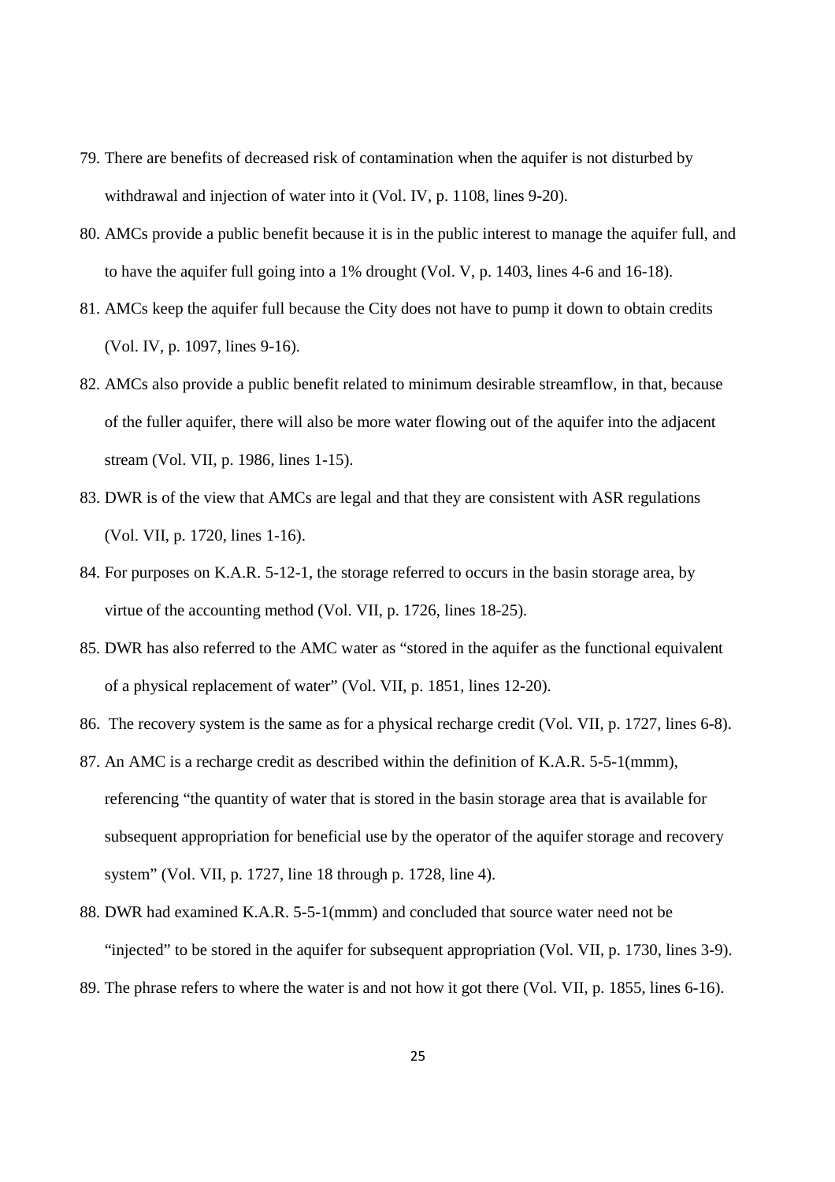79. There are benefits of decreased risk of contamination when the aquifer is not disturbed by withdrawal and injection of water into it (Vol. IV, p. 1108, lines 9-20).

80. AMCs provide a public benefit because it is in the public interest to manage the aquifer full, and to have the aquifer full going into a 1% drought (Vol. V, p. 1403, lines 4-6 and 16-18).

81. AMCs keep the aquifer full because the City does not have to pump it down to obtain credits (Vol. IV, p. 1097, lines 9-16).

82. AMCs also provide a public benefit related to minimum desirable streamflow, in that, because of the fuller aquifer, there will also be more water flowing out of the aquifer into the adjacent stream (Vol. VII, p. 1986, lines 1-15).

83. DWR is of the view that AMCs are legal and that they are consistent with ASR regulations (Vol. VII, p. 1720, lines 1-16).

84. For purposes on K.A.R. 5-12-1, the storage referred to occurs in the basin storage area, by virtue of the accounting method (Vol. VII, p. 1726, lines 18-25).

85. DWR has also referred to the AMC water as "stored in the aquifer as the functional equivalent of a physical replacement of water" (Vol. VII, p. 1851, lines 12-20).

86. The recovery system is the same as for a physical recharge credit (Vol. VII, p. 1727, lines 6-8).

87. An AMC is a recharge credit as described within the definition of K.A.R. 5-5-1(mmm), referencing "the quantity of water that is stored in the basin storage area that is available for subsequent appropriation for beneficial use by the operator of the aquifer storage and recovery system" (Vol. VII, p. 1727, line 18 through p. 1728, line 4).

88. DWR had examined K.A.R. 5-5-1(mmm) and concluded that source water need not be "injected" to be stored in the aquifer for subsequent appropriation (Vol. VII, p. 1730, lines 3-9).

89. The phrase refers to where the water is and not how it got there (Vol. VII, p. 1855, lines 6-16).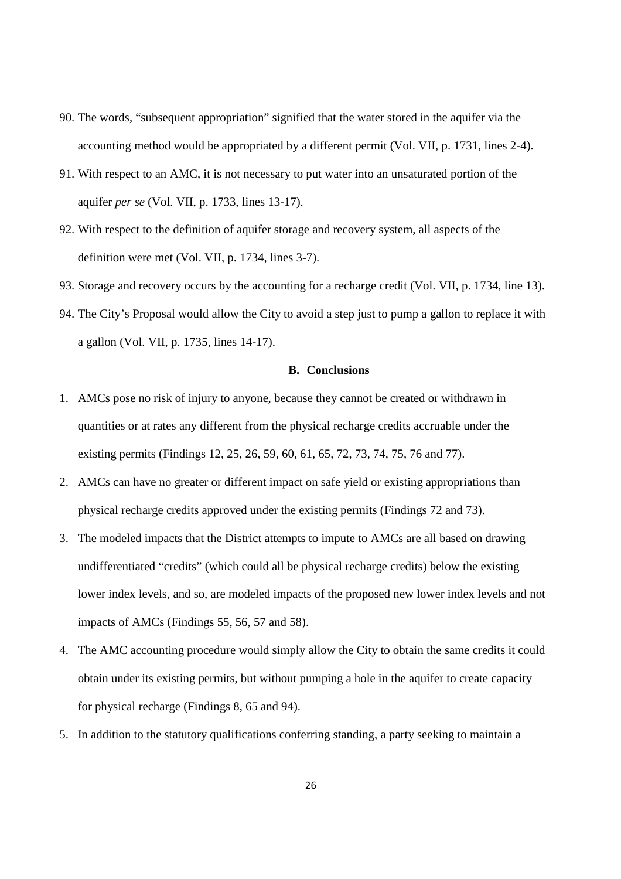90. The words, "subsequent appropriation" signified that the water stored in the aquifer via the accounting method would be appropriated by a different permit (Vol. VII, p. 1731, lines 2-4).
91. With respect to an AMC, it is not necessary to put water into an unsaturated portion of the aquifer *per se* (Vol. VII, p. 1733, lines 13-17).
92. With respect to the definition of aquifer storage and recovery system, all aspects of the definition were met (Vol. VII, p. 1734, lines 3-7).
93. Storage and recovery occurs by the accounting for a recharge credit (Vol. VII, p. 1734, line 13).
94. The City's Proposal would allow the City to avoid a step just to pump a gallon to replace it with a gallon (Vol. VII, p. 1735, lines 14-17).

**B. Conclusions**

1. AMCs pose no risk of injury to anyone, because they cannot be created or withdrawn in quantities or at rates any different from the physical recharge credits accruable under the existing permits (Findings 12, 25, 26, 59, 60, 61, 65, 72, 73, 74, 75, 76 and 77).
2. AMCs can have no greater or different impact on safe yield or existing appropriations than physical recharge credits approved under the existing permits (Findings 72 and 73).
3. The modeled impacts that the District attempts to impute to AMCs are all based on drawing undifferentiated "credits" (which could all be physical recharge credits) below the existing lower index levels, and so, are modeled impacts of the proposed new lower index levels and not impacts of AMCs (Findings 55, 56, 57 and 58).
4. The AMC accounting procedure would simply allow the City to obtain the same credits it could obtain under its existing permits, but without pumping a hole in the aquifer to create capacity for physical recharge (Findings 8, 65 and 94).
5. In addition to the statutory qualifications conferring standing, a party seeking to maintain a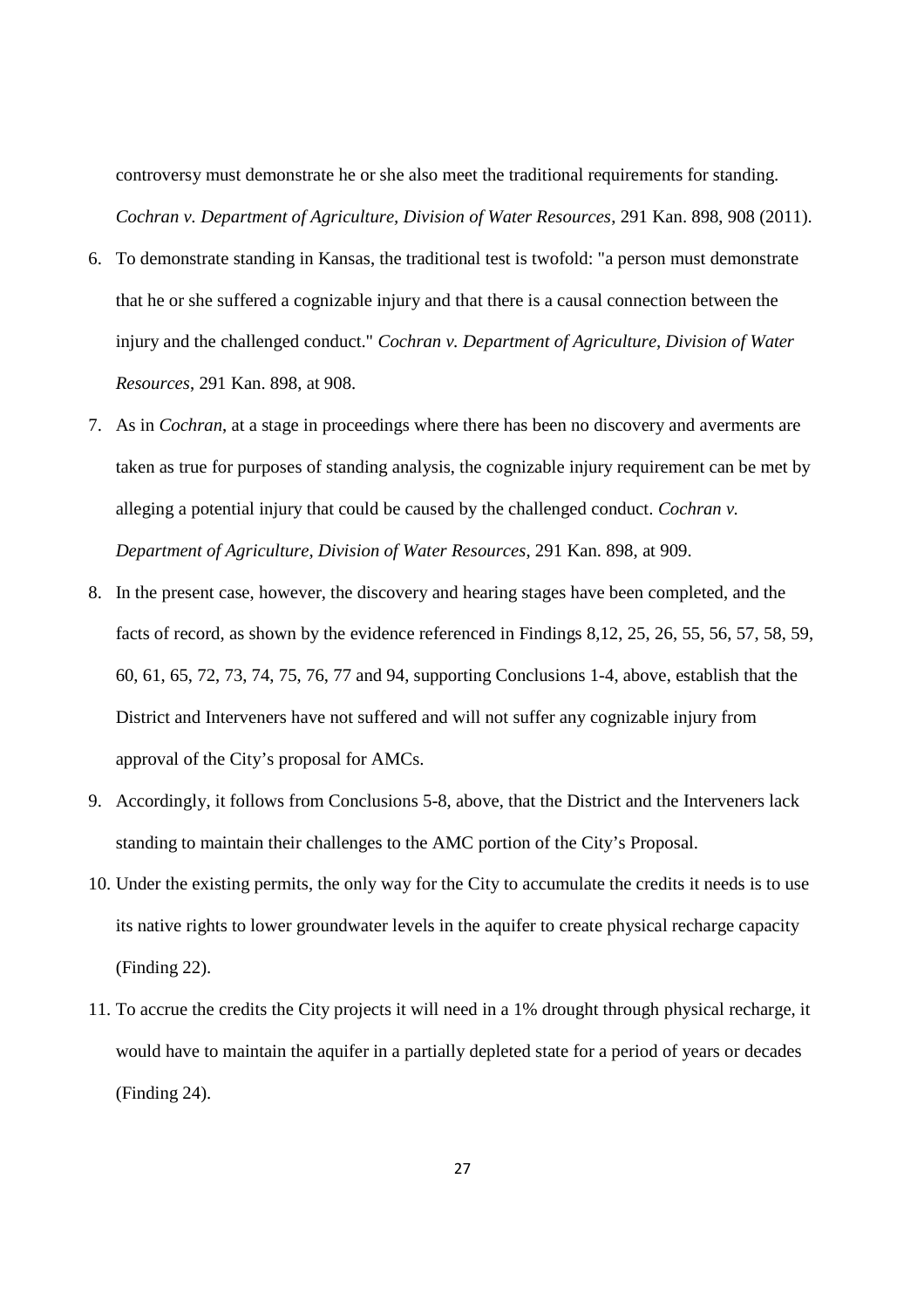controversy must demonstrate he or she also meet the traditional requirements for standing. *Cochran v. Department of Agriculture, Division of Water Resources*, 291 Kan. 898, 908 (2011).

6. To demonstrate standing in Kansas, the traditional test is twofold: "a person must demonstrate that he or she suffered a cognizable injury and that there is a causal connection between the injury and the challenged conduct." *Cochran v. Department of Agriculture, Division of Water Resources*, 291 Kan. 898, at 908.
7. As in *Cochran*, at a stage in proceedings where there has been no discovery and averments are taken as true for purposes of standing analysis, the cognizable injury requirement can be met by alleging a potential injury that could be caused by the challenged conduct. *Cochran v. Department of Agriculture, Division of Water Resources*, 291 Kan. 898, at 909.
8. In the present case, however, the discovery and hearing stages have been completed, and the facts of record, as shown by the evidence referenced in Findings 8,12, 25, 26, 55, 56, 57, 58, 59, 60, 61, 65, 72, 73, 74, 75, 76, 77 and 94, supporting Conclusions 1-4, above, establish that the District and Interveners have not suffered and will not suffer any cognizable injury from approval of the City's proposal for AMCs.
9. Accordingly, it follows from Conclusions 5-8, above, that the District and the Interveners lack standing to maintain their challenges to the AMC portion of the City's Proposal.
10. Under the existing permits, the only way for the City to accumulate the credits it needs is to use its native rights to lower groundwater levels in the aquifer to create physical recharge capacity (Finding 22).
11. To accrue the credits the City projects it will need in a 1% drought through physical recharge, it would have to maintain the aquifer in a partially depleted state for a period of years or decades (Finding 24).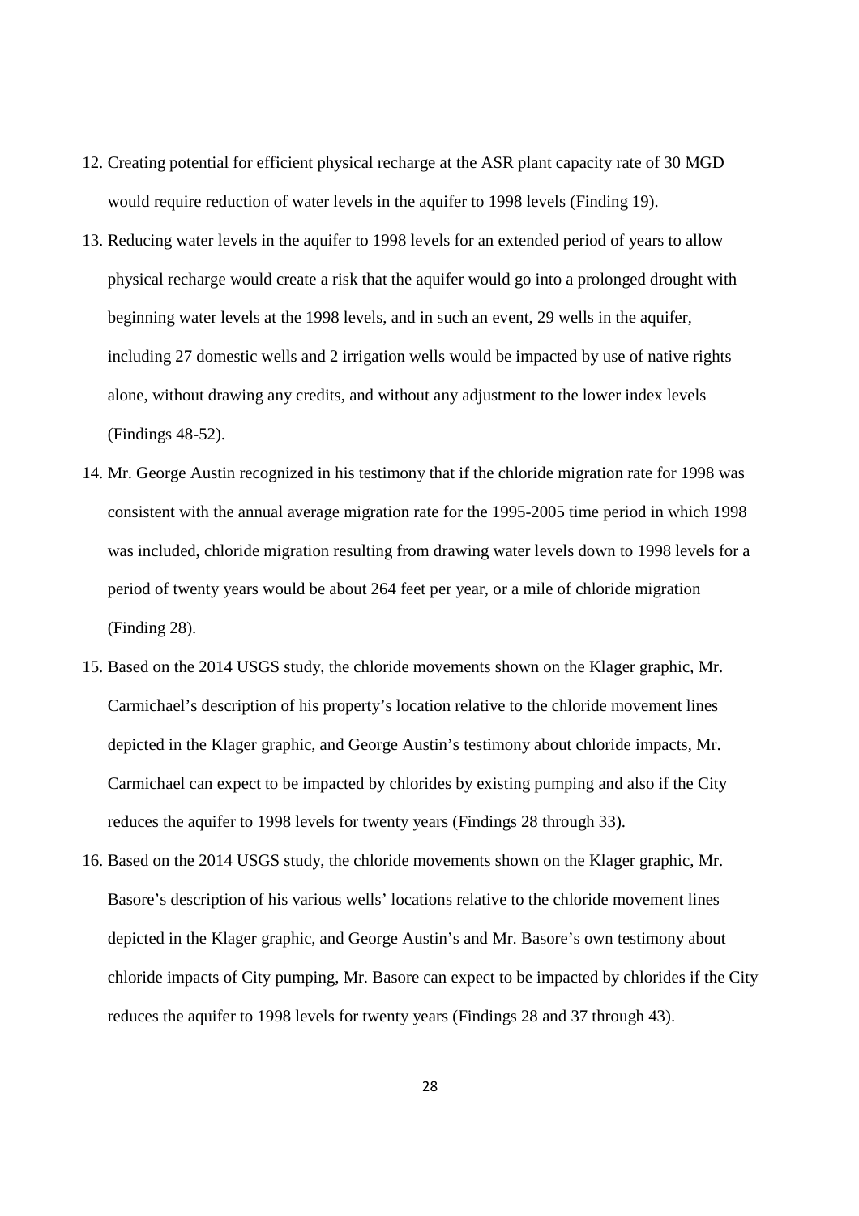12. Creating potential for efficient physical recharge at the ASR plant capacity rate of 30 MGD would require reduction of water levels in the aquifer to 1998 levels (Finding 19).
13. Reducing water levels in the aquifer to 1998 levels for an extended period of years to allow physical recharge would create a risk that the aquifer would go into a prolonged drought with beginning water levels at the 1998 levels, and in such an event, 29 wells in the aquifer, including 27 domestic wells and 2 irrigation wells would be impacted by use of native rights alone, without drawing any credits, and without any adjustment to the lower index levels (Findings 48-52).
14. Mr. George Austin recognized in his testimony that if the chloride migration rate for 1998 was consistent with the annual average migration rate for the 1995-2005 time period in which 1998 was included, chloride migration resulting from drawing water levels down to 1998 levels for a period of twenty years would be about 264 feet per year, or a mile of chloride migration (Finding 28).
15. Based on the 2014 USGS study, the chloride movements shown on the Klager graphic, Mr. Carmichael's description of his property's location relative to the chloride movement lines depicted in the Klager graphic, and George Austin's testimony about chloride impacts, Mr. Carmichael can expect to be impacted by chlorides by existing pumping and also if the City reduces the aquifer to 1998 levels for twenty years (Findings 28 through 33).
16. Based on the 2014 USGS study, the chloride movements shown on the Klager graphic, Mr. Basore's description of his various wells' locations relative to the chloride movement lines depicted in the Klager graphic, and George Austin's and Mr. Basore's own testimony about chloride impacts of City pumping, Mr. Basore can expect to be impacted by chlorides if the City reduces the aquifer to 1998 levels for twenty years (Findings 28 and 37 through 43).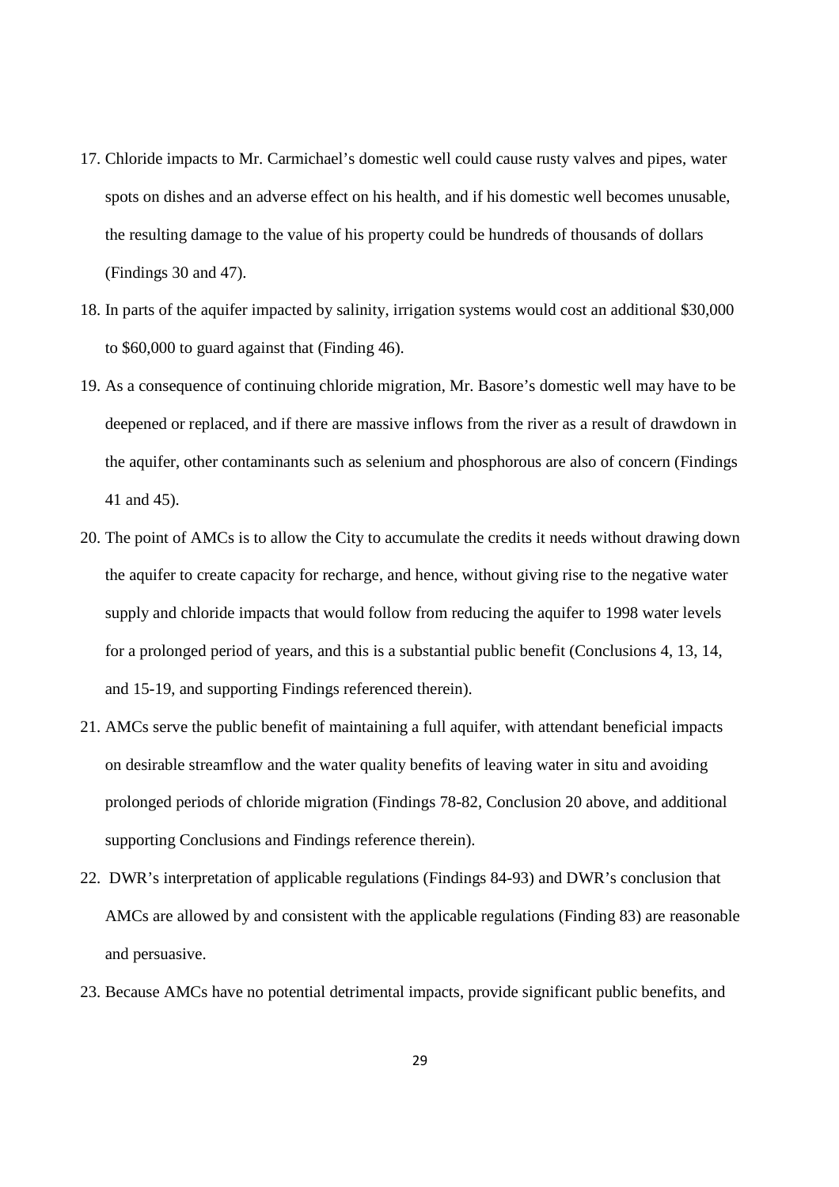17. Chloride impacts to Mr. Carmichael's domestic well could cause rusty valves and pipes, water spots on dishes and an adverse effect on his health, and if his domestic well becomes unusable, the resulting damage to the value of his property could be hundreds of thousands of dollars (Findings 30 and 47).
18. In parts of the aquifer impacted by salinity, irrigation systems would cost an additional $30,000 to $60,000 to guard against that (Finding 46).
19. As a consequence of continuing chloride migration, Mr. Basore's domestic well may have to be deepened or replaced, and if there are massive inflows from the river as a result of drawdown in the aquifer, other contaminants such as selenium and phosphorous are also of concern (Findings 41 and 45).
20. The point of AMCs is to allow the City to accumulate the credits it needs without drawing down the aquifer to create capacity for recharge, and hence, without giving rise to the negative water supply and chloride impacts that would follow from reducing the aquifer to 1998 water levels for a prolonged period of years, and this is a substantial public benefit (Conclusions 4, 13, 14, and 15-19, and supporting Findings referenced therein).
21. AMCs serve the public benefit of maintaining a full aquifer, with attendant beneficial impacts on desirable streamflow and the water quality benefits of leaving water in situ and avoiding prolonged periods of chloride migration (Findings 78-82, Conclusion 20 above, and additional supporting Conclusions and Findings reference therein).
22. DWR's interpretation of applicable regulations (Findings 84-93) and DWR's conclusion that AMCs are allowed by and consistent with the applicable regulations (Finding 83) are reasonable and persuasive.
23. Because AMCs have no potential detrimental impacts, provide significant public benefits, and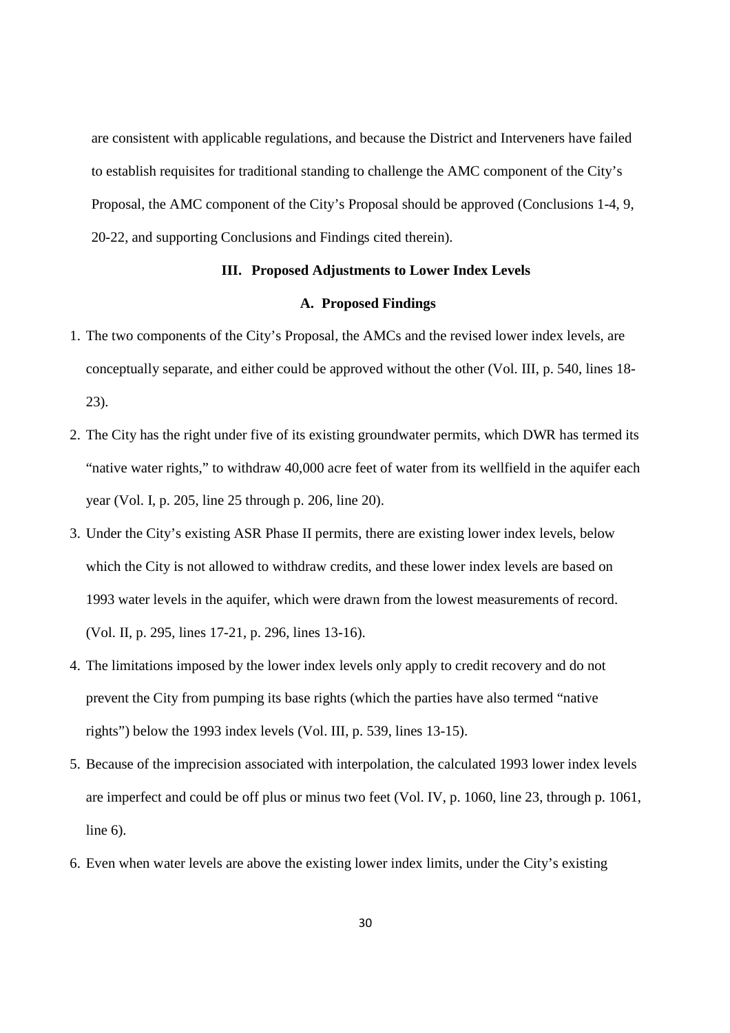are consistent with applicable regulations, and because the District and Interveners have failed to establish requisites for traditional standing to challenge the AMC component of the City's Proposal, the AMC component of the City's Proposal should be approved (Conclusions 1-4, 9, 20-22, and supporting Conclusions and Findings cited therein).

## III. Proposed Adjustments to Lower Index Levels

### A. Proposed Findings

1. The two components of the City's Proposal, the AMCs and the revised lower index levels, are conceptually separate, and either could be approved without the other (Vol. III, p. 540, lines 18-23).
2. The City has the right under five of its existing groundwater permits, which DWR has termed its "native water rights," to withdraw 40,000 acre feet of water from its wellfield in the aquifer each year (Vol. I, p. 205, line 25 through p. 206, line 20).
3. Under the City's existing ASR Phase II permits, there are existing lower index levels, below which the City is not allowed to withdraw credits, and these lower index levels are based on 1993 water levels in the aquifer, which were drawn from the lowest measurements of record. (Vol. II, p. 295, lines 17-21, p. 296, lines 13-16).
4. The limitations imposed by the lower index levels only apply to credit recovery and do not prevent the City from pumping its base rights (which the parties have also termed "native rights") below the 1993 index levels (Vol. III, p. 539, lines 13-15).
5. Because of the imprecision associated with interpolation, the calculated 1993 lower index levels are imperfect and could be off plus or minus two feet (Vol. IV, p. 1060, line 23, through p. 1061, line 6).
6. Even when water levels are above the existing lower index limits, under the City's existing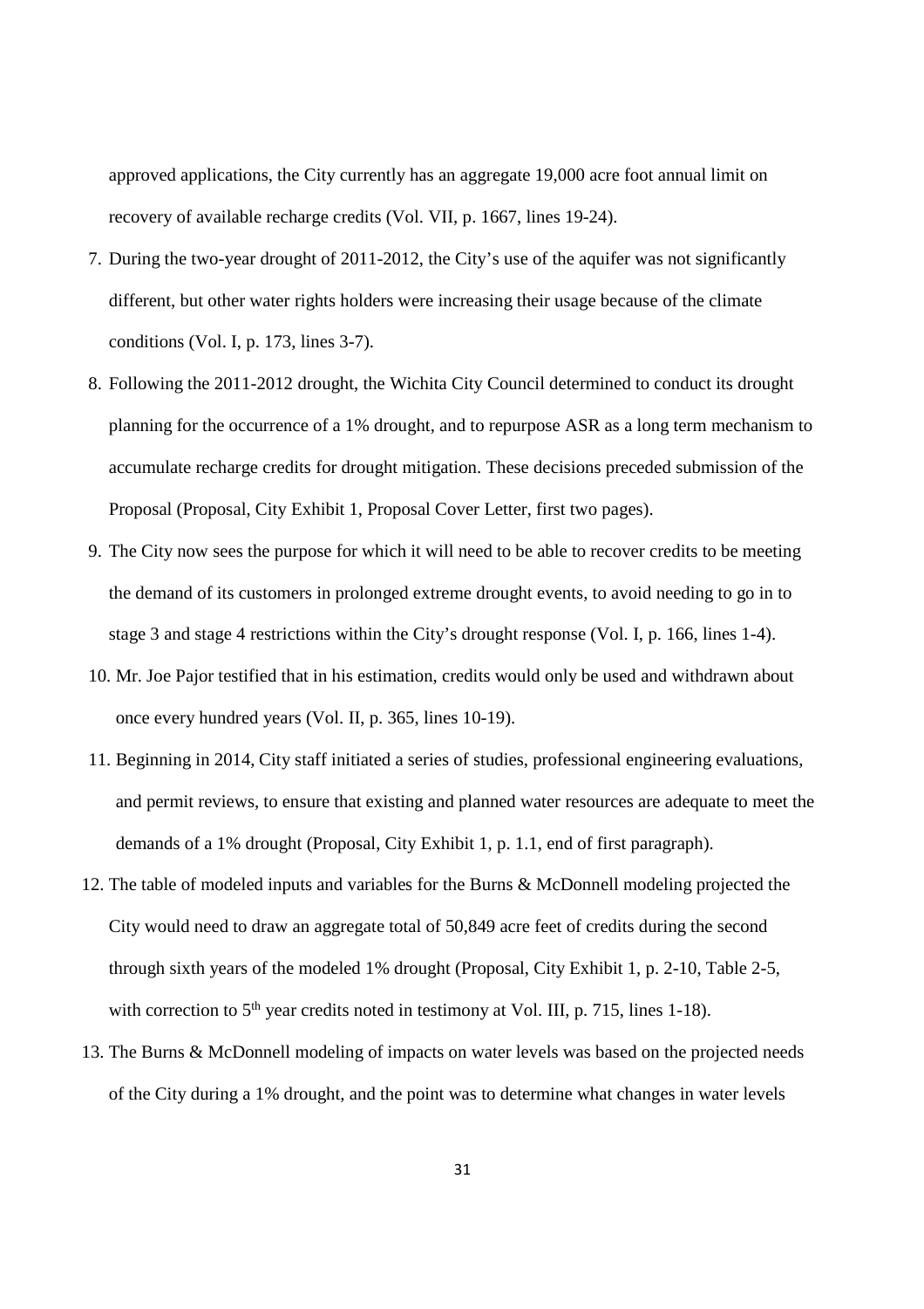approved applications, the City currently has an aggregate 19,000 acre foot annual limit on recovery of available recharge credits (Vol. VII, p. 1667, lines 19-24).

7. During the two-year drought of 2011-2012, the City's use of the aquifer was not significantly different, but other water rights holders were increasing their usage because of the climate conditions (Vol. I, p. 173, lines 3-7).
8. Following the 2011-2012 drought, the Wichita City Council determined to conduct its drought planning for the occurrence of a 1% drought, and to repurpose ASR as a long term mechanism to accumulate recharge credits for drought mitigation. These decisions preceded submission of the Proposal (Proposal, City Exhibit 1, Proposal Cover Letter, first two pages).
9. The City now sees the purpose for which it will need to be able to recover credits to be meeting the demand of its customers in prolonged extreme drought events, to avoid needing to go in to stage 3 and stage 4 restrictions within the City's drought response (Vol. I, p. 166, lines 1-4).
10. Mr. Joe Pajor testified that in his estimation, credits would only be used and withdrawn about once every hundred years (Vol. II, p. 365, lines 10-19).
11. Beginning in 2014, City staff initiated a series of studies, professional engineering evaluations, and permit reviews, to ensure that existing and planned water resources are adequate to meet the demands of a 1% drought (Proposal, City Exhibit 1, p. 1.1, end of first paragraph).
12. The table of modeled inputs and variables for the Burns & McDonnell modeling projected the City would need to draw an aggregate total of 50,849 acre feet of credits during the second through sixth years of the modeled 1% drought (Proposal, City Exhibit 1, p. 2-10, Table 2-5, with correction to 5th year credits noted in testimony at Vol. III, p. 715, lines 1-18).
13. The Burns & McDonnell modeling of impacts on water levels was based on the projected needs of the City during a 1% drought, and the point was to determine what changes in water levels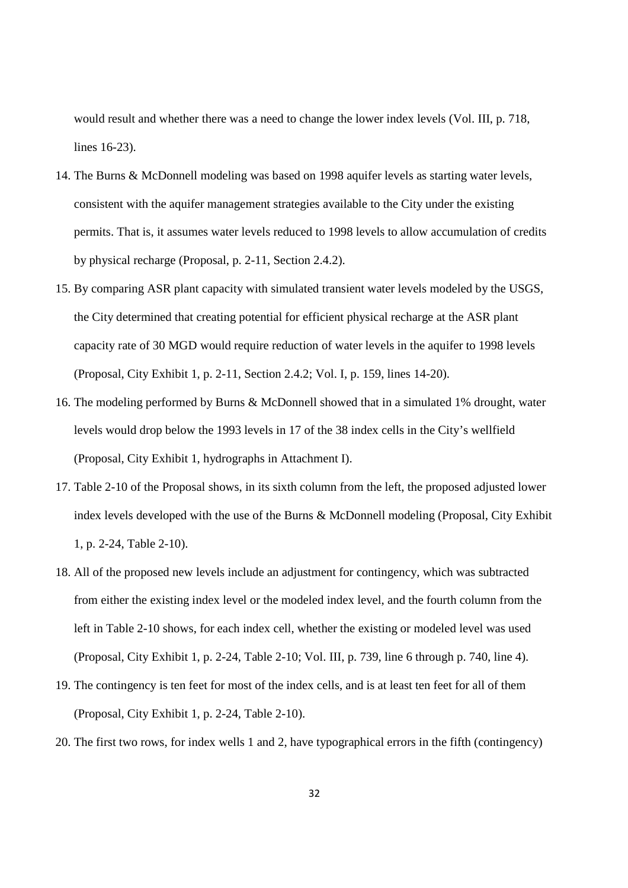would result and whether there was a need to change the lower index levels (Vol. III, p. 718, lines 16-23).

14. The Burns & McDonnell modeling was based on 1998 aquifer levels as starting water levels, consistent with the aquifer management strategies available to the City under the existing permits. That is, it assumes water levels reduced to 1998 levels to allow accumulation of credits by physical recharge (Proposal, p. 2-11, Section 2.4.2).
15. By comparing ASR plant capacity with simulated transient water levels modeled by the USGS, the City determined that creating potential for efficient physical recharge at the ASR plant capacity rate of 30 MGD would require reduction of water levels in the aquifer to 1998 levels (Proposal, City Exhibit 1, p. 2-11, Section 2.4.2; Vol. I, p. 159, lines 14-20).
16. The modeling performed by Burns & McDonnell showed that in a simulated 1% drought, water levels would drop below the 1993 levels in 17 of the 38 index cells in the City's wellfield (Proposal, City Exhibit 1, hydrographs in Attachment I).
17. Table 2-10 of the Proposal shows, in its sixth column from the left, the proposed adjusted lower index levels developed with the use of the Burns & McDonnell modeling (Proposal, City Exhibit 1, p. 2-24, Table 2-10).
18. All of the proposed new levels include an adjustment for contingency, which was subtracted from either the existing index level or the modeled index level, and the fourth column from the left in Table 2-10 shows, for each index cell, whether the existing or modeled level was used (Proposal, City Exhibit 1, p. 2-24, Table 2-10; Vol. III, p. 739, line 6 through p. 740, line 4).
19. The contingency is ten feet for most of the index cells, and is at least ten feet for all of them (Proposal, City Exhibit 1, p. 2-24, Table 2-10).
20. The first two rows, for index wells 1 and 2, have typographical errors in the fifth (contingency)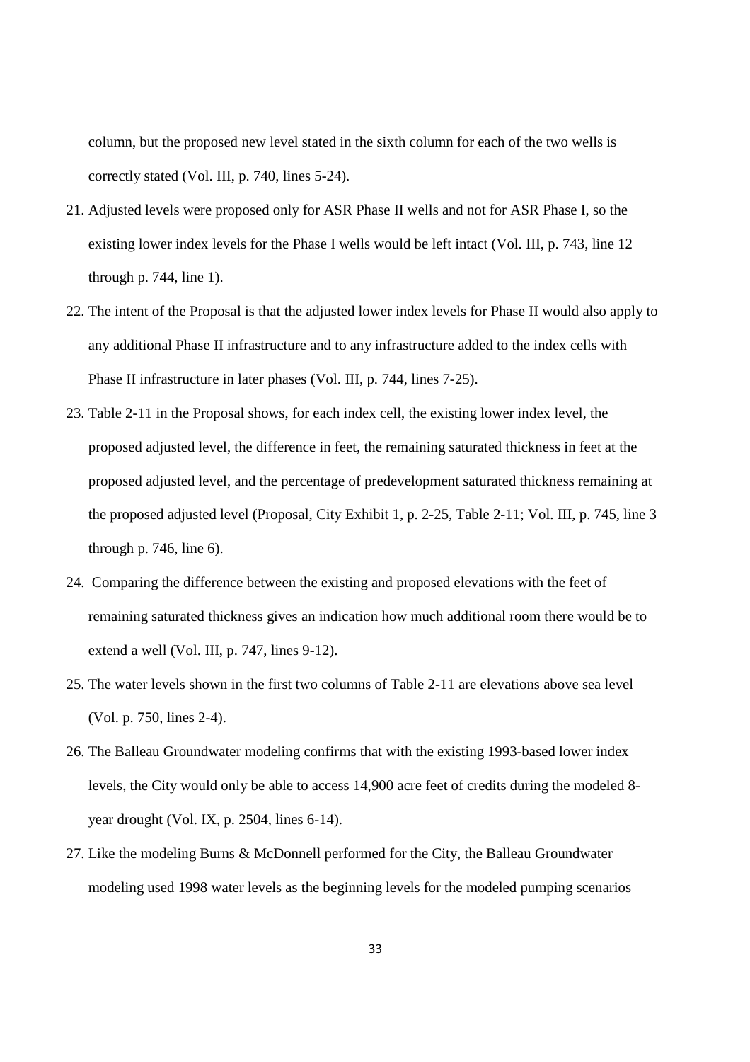column, but the proposed new level stated in the sixth column for each of the two wells is correctly stated (Vol. III, p. 740, lines 5-24).

21. Adjusted levels were proposed only for ASR Phase II wells and not for ASR Phase I, so the existing lower index levels for the Phase I wells would be left intact (Vol. III, p. 743, line 12 through p. 744, line 1).

22. The intent of the Proposal is that the adjusted lower index levels for Phase II would also apply to any additional Phase II infrastructure and to any infrastructure added to the index cells with Phase II infrastructure in later phases (Vol. III, p. 744, lines 7-25).

23. Table 2-11 in the Proposal shows, for each index cell, the existing lower index level, the proposed adjusted level, the difference in feet, the remaining saturated thickness in feet at the proposed adjusted level, and the percentage of predevelopment saturated thickness remaining at the proposed adjusted level (Proposal, City Exhibit 1, p. 2-25, Table 2-11; Vol. III, p. 745, line 3 through p. 746, line 6).

24. Comparing the difference between the existing and proposed elevations with the feet of remaining saturated thickness gives an indication how much additional room there would be to extend a well (Vol. III, p. 747, lines 9-12).

25. The water levels shown in the first two columns of Table 2-11 are elevations above sea level (Vol. p. 750, lines 2-4).

26. The Balleau Groundwater modeling confirms that with the existing 1993-based lower index levels, the City would only be able to access 14,900 acre feet of credits during the modeled 8-year drought (Vol. IX, p. 2504, lines 6-14).

27. Like the modeling Burns & McDonnell performed for the City, the Balleau Groundwater modeling used 1998 water levels as the beginning levels for the modeled pumping scenarios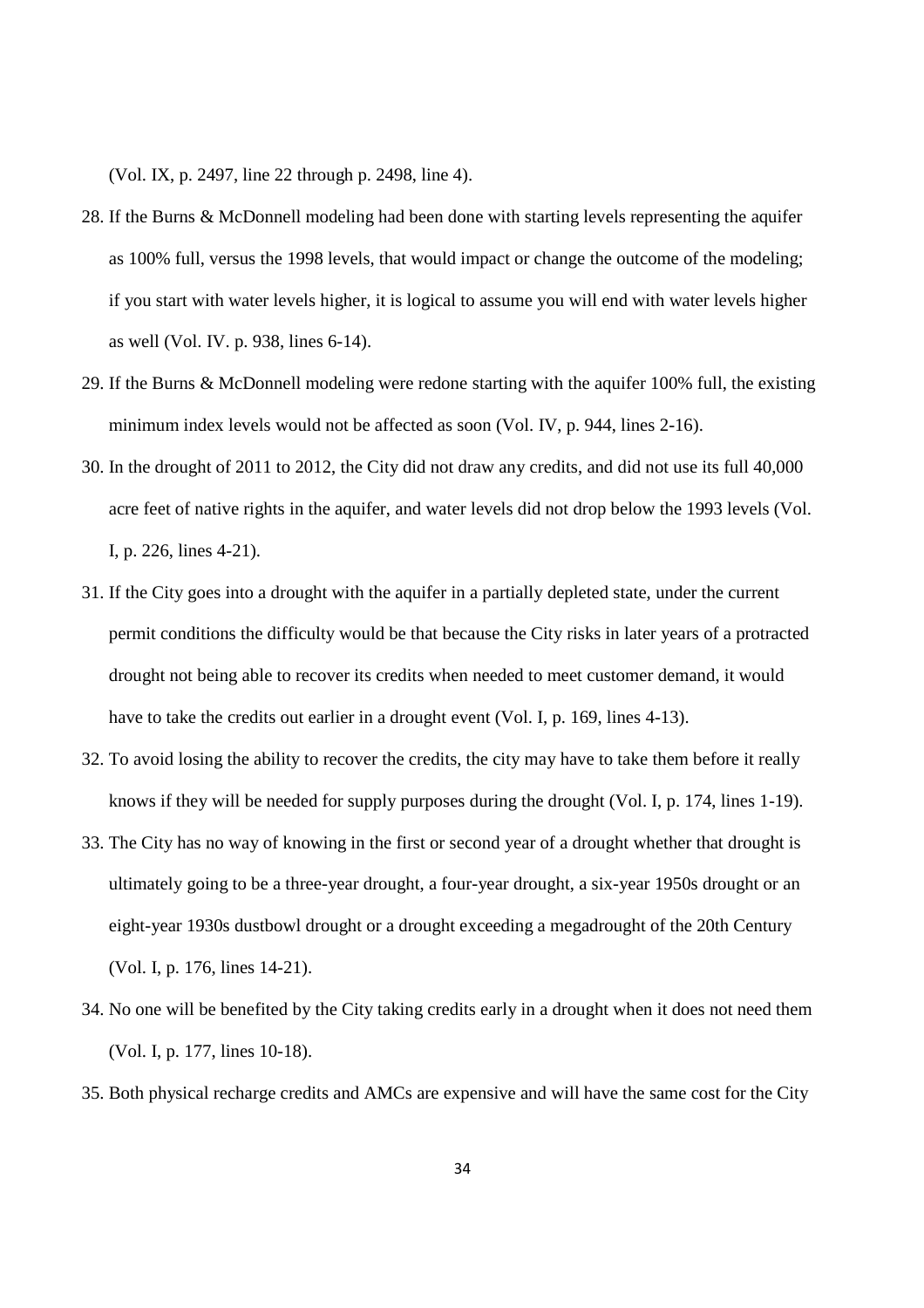(Vol. IX, p. 2497, line 22 through p. 2498, line 4).

28. If the Burns & McDonnell modeling had been done with starting levels representing the aquifer as 100% full, versus the 1998 levels, that would impact or change the outcome of the modeling; if you start with water levels higher, it is logical to assume you will end with water levels higher as well (Vol. IV. p. 938, lines 6-14).
29. If the Burns & McDonnell modeling were redone starting with the aquifer 100% full, the existing minimum index levels would not be affected as soon (Vol. IV, p. 944, lines 2-16).
30. In the drought of 2011 to 2012, the City did not draw any credits, and did not use its full 40,000 acre feet of native rights in the aquifer, and water levels did not drop below the 1993 levels (Vol. I, p. 226, lines 4-21).
31. If the City goes into a drought with the aquifer in a partially depleted state, under the current permit conditions the difficulty would be that because the City risks in later years of a protracted drought not being able to recover its credits when needed to meet customer demand, it would have to take the credits out earlier in a drought event (Vol. I, p. 169, lines 4-13).
32. To avoid losing the ability to recover the credits, the city may have to take them before it really knows if they will be needed for supply purposes during the drought (Vol. I, p. 174, lines 1-19).
33. The City has no way of knowing in the first or second year of a drought whether that drought is ultimately going to be a three-year drought, a four-year drought, a six-year 1950s drought or an eight-year 1930s dustbowl drought or a drought exceeding a megadrought of the 20th Century (Vol. I, p. 176, lines 14-21).
34. No one will be benefited by the City taking credits early in a drought when it does not need them (Vol. I, p. 177, lines 10-18).
35. Both physical recharge credits and AMCs are expensive and will have the same cost for the City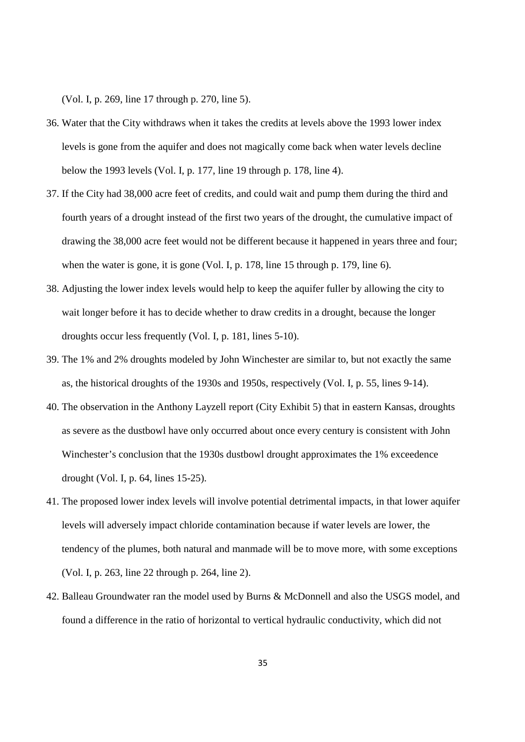(Vol. I, p. 269, line 17 through p. 270, line 5).

36. Water that the City withdraws when it takes the credits at levels above the 1993 lower index levels is gone from the aquifer and does not magically come back when water levels decline below the 1993 levels (Vol. I, p. 177, line 19 through p. 178, line 4).

37. If the City had 38,000 acre feet of credits, and could wait and pump them during the third and fourth years of a drought instead of the first two years of the drought, the cumulative impact of drawing the 38,000 acre feet would not be different because it happened in years three and four; when the water is gone, it is gone (Vol. I, p. 178, line 15 through p. 179, line 6).

38. Adjusting the lower index levels would help to keep the aquifer fuller by allowing the city to wait longer before it has to decide whether to draw credits in a drought, because the longer droughts occur less frequently (Vol. I, p. 181, lines 5-10).

39. The 1% and 2% droughts modeled by John Winchester are similar to, but not exactly the same as, the historical droughts of the 1930s and 1950s, respectively (Vol. I, p. 55, lines 9-14).

40. The observation in the Anthony Layzell report (City Exhibit 5) that in eastern Kansas, droughts as severe as the dustbowl have only occurred about once every century is consistent with John Winchester's conclusion that the 1930s dustbowl drought approximates the 1% exceedence drought (Vol. I, p. 64, lines 15-25).

41. The proposed lower index levels will involve potential detrimental impacts, in that lower aquifer levels will adversely impact chloride contamination because if water levels are lower, the tendency of the plumes, both natural and manmade will be to move more, with some exceptions (Vol. I, p. 263, line 22 through p. 264, line 2).

42. Balleau Groundwater ran the model used by Burns & McDonnell and also the USGS model, and found a difference in the ratio of horizontal to vertical hydraulic conductivity, which did not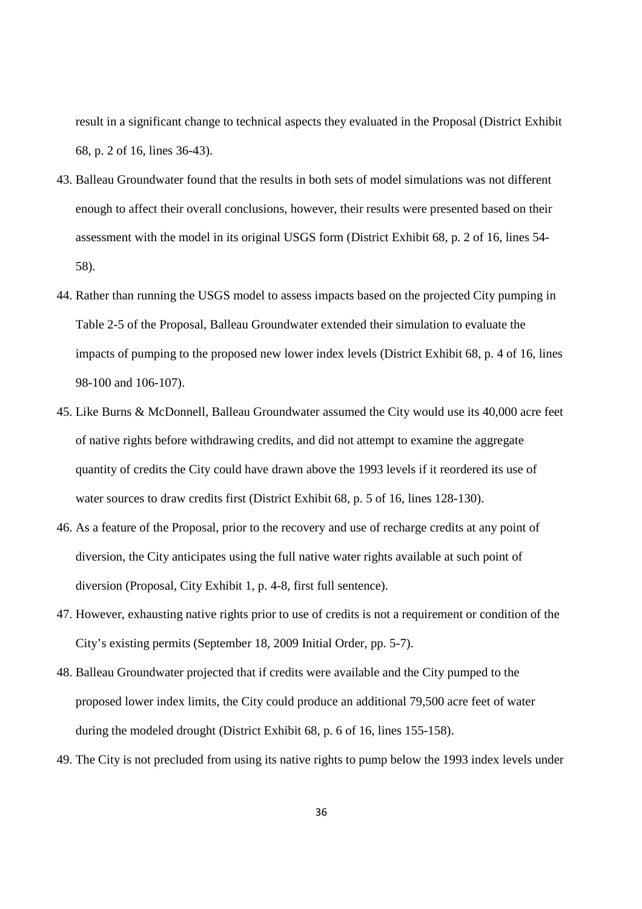result in a significant change to technical aspects they evaluated in the Proposal (District Exhibit 68, p. 2 of 16, lines 36-43).

43. Balleau Groundwater found that the results in both sets of model simulations was not different enough to affect their overall conclusions, however, their results were presented based on their assessment with the model in its original USGS form (District Exhibit 68, p. 2 of 16, lines 54-58).

44. Rather than running the USGS model to assess impacts based on the projected City pumping in Table 2-5 of the Proposal, Balleau Groundwater extended their simulation to evaluate the impacts of pumping to the proposed new lower index levels (District Exhibit 68, p. 4 of 16, lines 98-100 and 106-107).

45. Like Burns & McDonnell, Balleau Groundwater assumed the City would use its 40,000 acre feet of native rights before withdrawing credits, and did not attempt to examine the aggregate quantity of credits the City could have drawn above the 1993 levels if it reordered its use of water sources to draw credits first (District Exhibit 68, p. 5 of 16, lines 128-130).

46. As a feature of the Proposal, prior to the recovery and use of recharge credits at any point of diversion, the City anticipates using the full native water rights available at such point of diversion (Proposal, City Exhibit 1, p. 4-8, first full sentence).

47. However, exhausting native rights prior to use of credits is not a requirement or condition of the City's existing permits (September 18, 2009 Initial Order, pp. 5-7).

48. Balleau Groundwater projected that if credits were available and the City pumped to the proposed lower index limits, the City could produce an additional 79,500 acre feet of water during the modeled drought (District Exhibit 68, p. 6 of 16, lines 155-158).

49. The City is not precluded from using its native rights to pump below the 1993 index levels under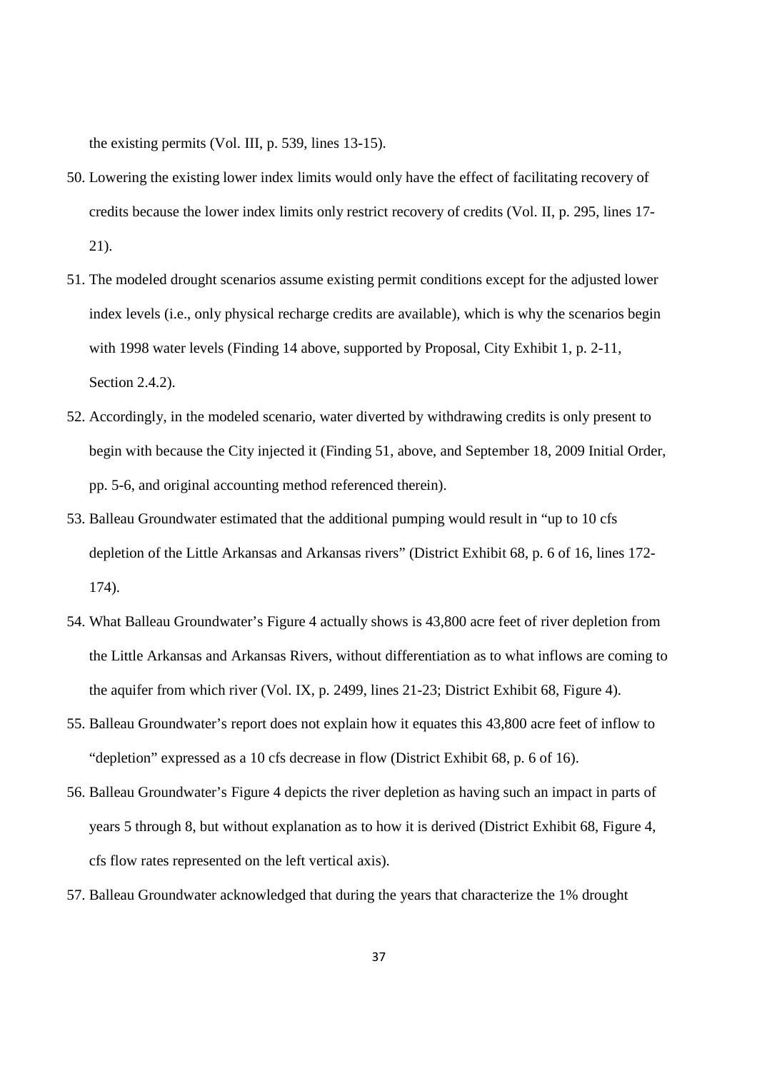the existing permits (Vol. III, p. 539, lines 13-15).

50. Lowering the existing lower index limits would only have the effect of facilitating recovery of credits because the lower index limits only restrict recovery of credits (Vol. II, p. 295, lines 17-21).

51. The modeled drought scenarios assume existing permit conditions except for the adjusted lower index levels (i.e., only physical recharge credits are available), which is why the scenarios begin with 1998 water levels (Finding 14 above, supported by Proposal, City Exhibit 1, p. 2-11, Section 2.4.2).

52. Accordingly, in the modeled scenario, water diverted by withdrawing credits is only present to begin with because the City injected it (Finding 51, above, and September 18, 2009 Initial Order, pp. 5-6, and original accounting method referenced therein).

53. Balleau Groundwater estimated that the additional pumping would result in "up to 10 cfs depletion of the Little Arkansas and Arkansas rivers" (District Exhibit 68, p. 6 of 16, lines 172-174).

54. What Balleau Groundwater's Figure 4 actually shows is 43,800 acre feet of river depletion from the Little Arkansas and Arkansas Rivers, without differentiation as to what inflows are coming to the aquifer from which river (Vol. IX, p. 2499, lines 21-23; District Exhibit 68, Figure 4).

55. Balleau Groundwater's report does not explain how it equates this 43,800 acre feet of inflow to "depletion" expressed as a 10 cfs decrease in flow (District Exhibit 68, p. 6 of 16).

56. Balleau Groundwater's Figure 4 depicts the river depletion as having such an impact in parts of years 5 through 8, but without explanation as to how it is derived (District Exhibit 68, Figure 4, cfs flow rates represented on the left vertical axis).

57. Balleau Groundwater acknowledged that during the years that characterize the 1% drought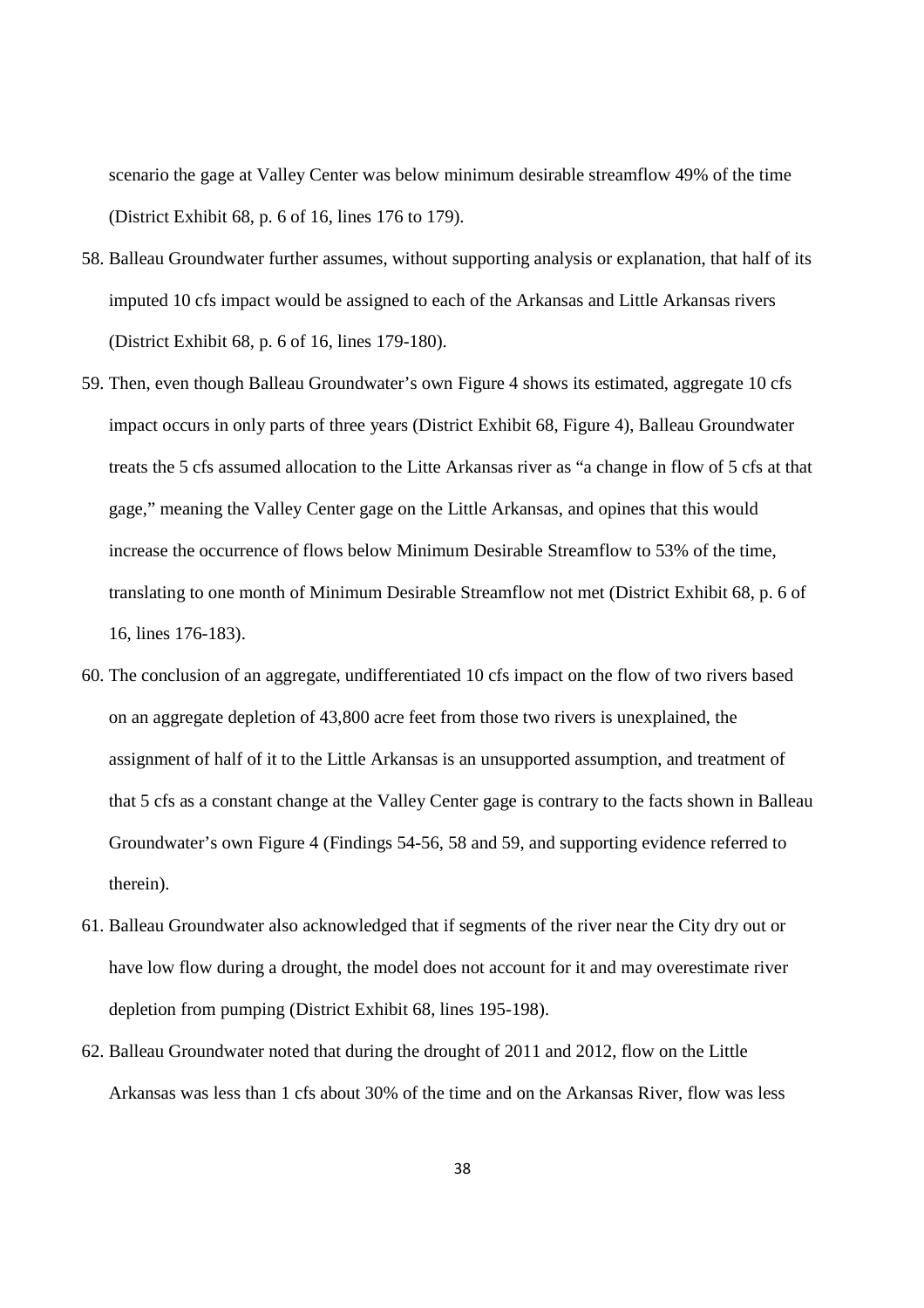scenario the gage at Valley Center was below minimum desirable streamflow 49% of the time (District Exhibit 68, p. 6 of 16, lines 176 to 179).

58. Balleau Groundwater further assumes, without supporting analysis or explanation, that half of its imputed 10 cfs impact would be assigned to each of the Arkansas and Little Arkansas rivers (District Exhibit 68, p. 6 of 16, lines 179-180).

59. Then, even though Balleau Groundwater's own Figure 4 shows its estimated, aggregate 10 cfs impact occurs in only parts of three years (District Exhibit 68, Figure 4), Balleau Groundwater treats the 5 cfs assumed allocation to the Litte Arkansas river as "a change in flow of 5 cfs at that gage," meaning the Valley Center gage on the Little Arkansas, and opines that this would increase the occurrence of flows below Minimum Desirable Streamflow to 53% of the time, translating to one month of Minimum Desirable Streamflow not met (District Exhibit 68, p. 6 of 16, lines 176-183).

60. The conclusion of an aggregate, undifferentiated 10 cfs impact on the flow of two rivers based on an aggregate depletion of 43,800 acre feet from those two rivers is unexplained, the assignment of half of it to the Little Arkansas is an unsupported assumption, and treatment of that 5 cfs as a constant change at the Valley Center gage is contrary to the facts shown in Balleau Groundwater's own Figure 4 (Findings 54-56, 58 and 59, and supporting evidence referred to therein).

61. Balleau Groundwater also acknowledged that if segments of the river near the City dry out or have low flow during a drought, the model does not account for it and may overestimate river depletion from pumping (District Exhibit 68, lines 195-198).

62. Balleau Groundwater noted that during the drought of 2011 and 2012, flow on the Little Arkansas was less than 1 cfs about 30% of the time and on the Arkansas River, flow was less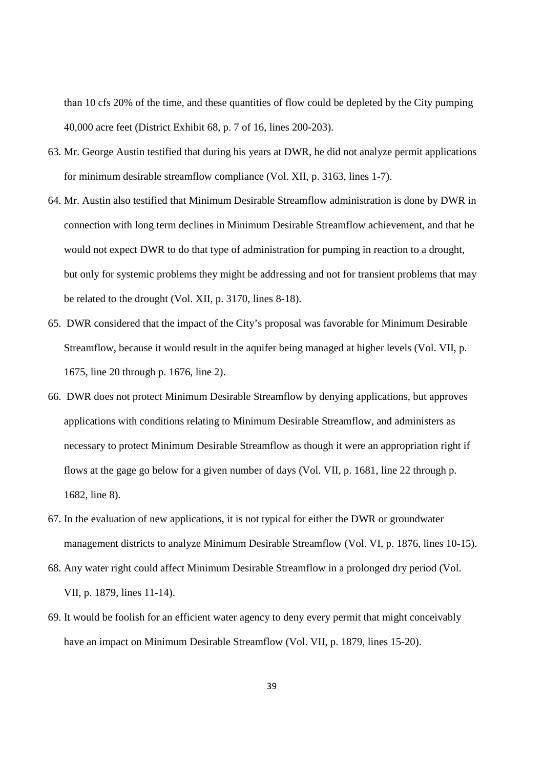than 10 cfs 20% of the time, and these quantities of flow could be depleted by the City pumping 40,000 acre feet (District Exhibit 68, p. 7 of 16, lines 200-203).

63. Mr. George Austin testified that during his years at DWR, he did not analyze permit applications for minimum desirable streamflow compliance (Vol. XII, p. 3163, lines 1-7).

64. Mr. Austin also testified that Minimum Desirable Streamflow administration is done by DWR in connection with long term declines in Minimum Desirable Streamflow achievement, and that he would not expect DWR to do that type of administration for pumping in reaction to a drought, but only for systemic problems they might be addressing and not for transient problems that may be related to the drought (Vol. XII, p. 3170, lines 8-18).

65. DWR considered that the impact of the City's proposal was favorable for Minimum Desirable Streamflow, because it would result in the aquifer being managed at higher levels (Vol. VII, p. 1675, line 20 through p. 1676, line 2).

66. DWR does not protect Minimum Desirable Streamflow by denying applications, but approves applications with conditions relating to Minimum Desirable Streamflow, and administers as necessary to protect Minimum Desirable Streamflow as though it were an appropriation right if flows at the gage go below for a given number of days (Vol. VII, p. 1681, line 22 through p. 1682, line 8).

67. In the evaluation of new applications, it is not typical for either the DWR or groundwater management districts to analyze Minimum Desirable Streamflow (Vol. VI, p. 1876, lines 10-15).

68. Any water right could affect Minimum Desirable Streamflow in a prolonged dry period (Vol. VII, p. 1879, lines 11-14).

69. It would be foolish for an efficient water agency to deny every permit that might conceivably have an impact on Minimum Desirable Streamflow (Vol. VII, p. 1879, lines 15-20).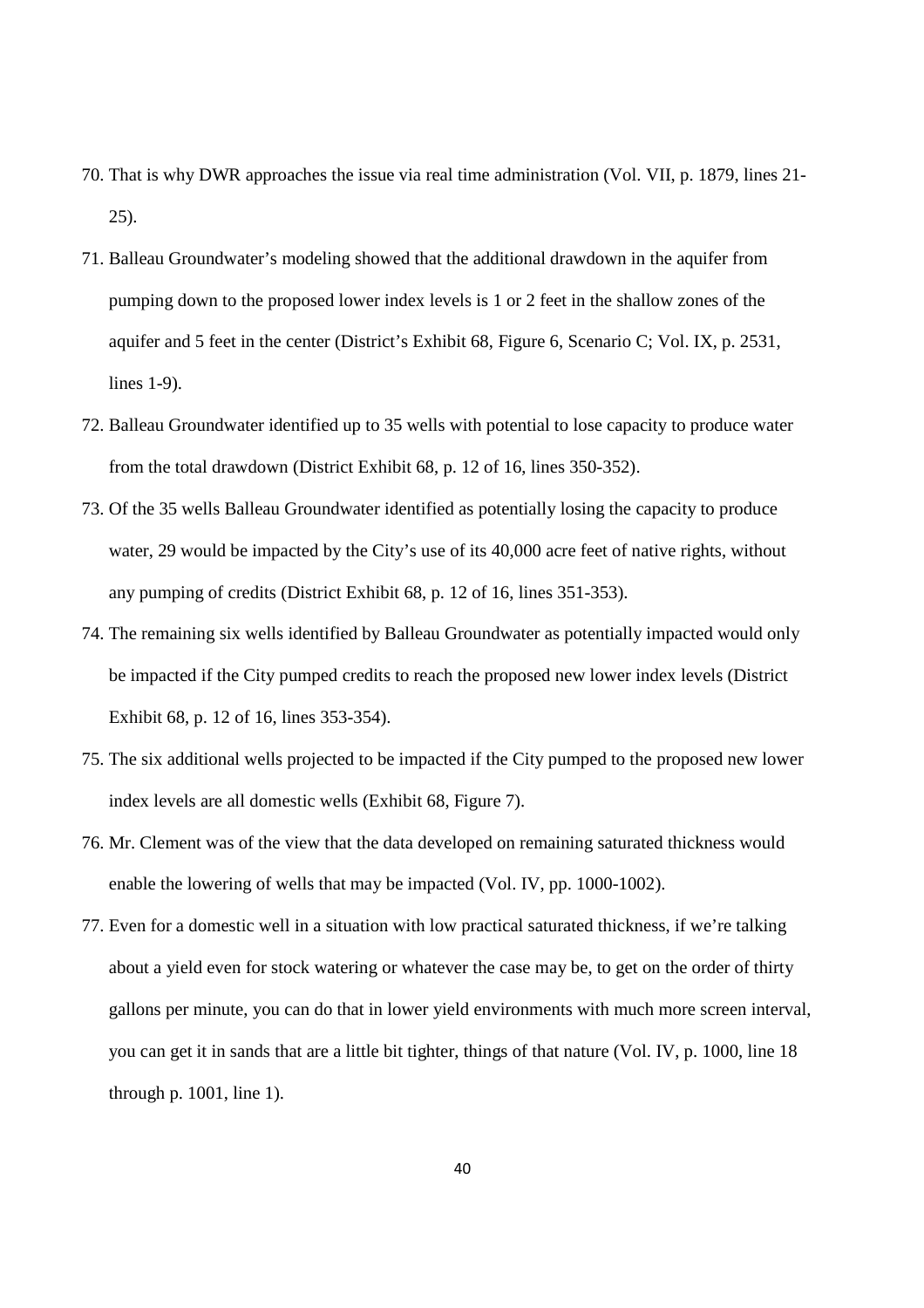70. That is why DWR approaches the issue via real time administration (Vol. VII, p. 1879, lines 21-25).
71. Balleau Groundwater's modeling showed that the additional drawdown in the aquifer from pumping down to the proposed lower index levels is 1 or 2 feet in the shallow zones of the aquifer and 5 feet in the center (District's Exhibit 68, Figure 6, Scenario C; Vol. IX, p. 2531, lines 1-9).
72. Balleau Groundwater identified up to 35 wells with potential to lose capacity to produce water from the total drawdown (District Exhibit 68, p. 12 of 16, lines 350-352).
73. Of the 35 wells Balleau Groundwater identified as potentially losing the capacity to produce water, 29 would be impacted by the City's use of its 40,000 acre feet of native rights, without any pumping of credits (District Exhibit 68, p. 12 of 16, lines 351-353).
74. The remaining six wells identified by Balleau Groundwater as potentially impacted would only be impacted if the City pumped credits to reach the proposed new lower index levels (District Exhibit 68, p. 12 of 16, lines 353-354).
75. The six additional wells projected to be impacted if the City pumped to the proposed new lower index levels are all domestic wells (Exhibit 68, Figure 7).
76. Mr. Clement was of the view that the data developed on remaining saturated thickness would enable the lowering of wells that may be impacted (Vol. IV, pp. 1000-1002).
77. Even for a domestic well in a situation with low practical saturated thickness, if we're talking about a yield even for stock watering or whatever the case may be, to get on the order of thirty gallons per minute, you can do that in lower yield environments with much more screen interval, you can get it in sands that are a little bit tighter, things of that nature (Vol. IV, p. 1000, line 18 through p. 1001, line 1).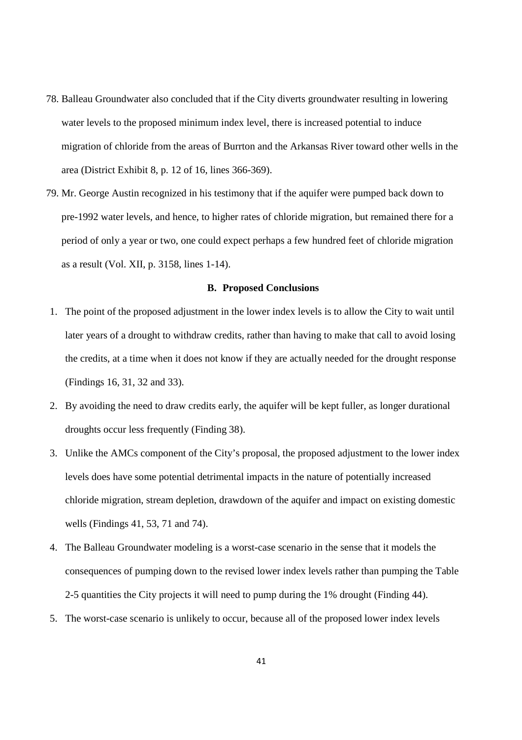78. Balleau Groundwater also concluded that if the City diverts groundwater resulting in lowering water levels to the proposed minimum index level, there is increased potential to induce migration of chloride from the areas of Burrton and the Arkansas River toward other wells in the area (District Exhibit 8, p. 12 of 16, lines 366-369).

79. Mr. George Austin recognized in his testimony that if the aquifer were pumped back down to pre-1992 water levels, and hence, to higher rates of chloride migration, but remained there for a period of only a year or two, one could expect perhaps a few hundred feet of chloride migration as a result (Vol. XII, p. 3158, lines 1-14).

### B. Proposed Conclusions

1. The point of the proposed adjustment in the lower index levels is to allow the City to wait until later years of a drought to withdraw credits, rather than having to make that call to avoid losing the credits, at a time when it does not know if they are actually needed for the drought response (Findings 16, 31, 32 and 33).
2. By avoiding the need to draw credits early, the aquifer will be kept fuller, as longer durational droughts occur less frequently (Finding 38).
3. Unlike the AMCs component of the City's proposal, the proposed adjustment to the lower index levels does have some potential detrimental impacts in the nature of potentially increased chloride migration, stream depletion, drawdown of the aquifer and impact on existing domestic wells (Findings 41, 53, 71 and 74).
4. The Balleau Groundwater modeling is a worst-case scenario in the sense that it models the consequences of pumping down to the revised lower index levels rather than pumping the Table 2-5 quantities the City projects it will need to pump during the 1% drought (Finding 44).
5. The worst-case scenario is unlikely to occur, because all of the proposed lower index levels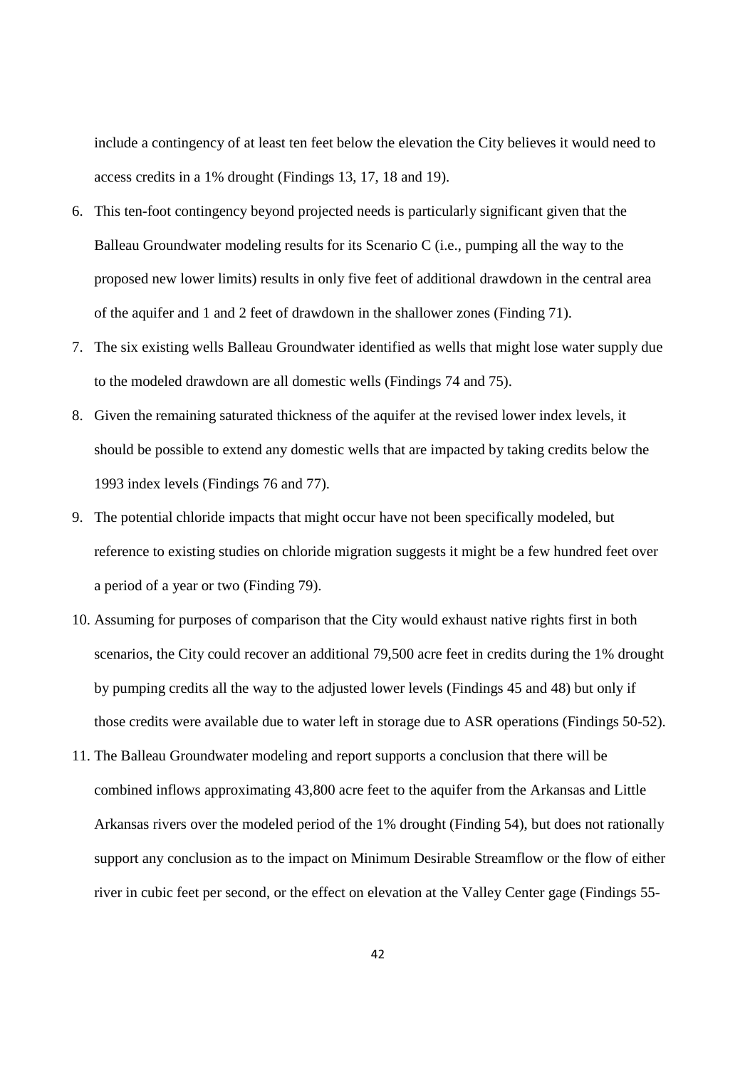include a contingency of at least ten feet below the elevation the City believes it would need to access credits in a 1% drought (Findings 13, 17, 18 and 19).

6. This ten-foot contingency beyond projected needs is particularly significant given that the Balleau Groundwater modeling results for its Scenario C (i.e., pumping all the way to the proposed new lower limits) results in only five feet of additional drawdown in the central area of the aquifer and 1 and 2 feet of drawdown in the shallower zones (Finding 71).
7. The six existing wells Balleau Groundwater identified as wells that might lose water supply due to the modeled drawdown are all domestic wells (Findings 74 and 75).
8. Given the remaining saturated thickness of the aquifer at the revised lower index levels, it should be possible to extend any domestic wells that are impacted by taking credits below the 1993 index levels (Findings 76 and 77).
9. The potential chloride impacts that might occur have not been specifically modeled, but reference to existing studies on chloride migration suggests it might be a few hundred feet over a period of a year or two (Finding 79).
10. Assuming for purposes of comparison that the City would exhaust native rights first in both scenarios, the City could recover an additional 79,500 acre feet in credits during the 1% drought by pumping credits all the way to the adjusted lower levels (Findings 45 and 48) but only if those credits were available due to water left in storage due to ASR operations (Findings 50-52).
11. The Balleau Groundwater modeling and report supports a conclusion that there will be combined inflows approximating 43,800 acre feet to the aquifer from the Arkansas and Little Arkansas rivers over the modeled period of the 1% drought (Finding 54), but does not rationally support any conclusion as to the impact on Minimum Desirable Streamflow or the flow of either river in cubic feet per second, or the effect on elevation at the Valley Center gage (Findings 55-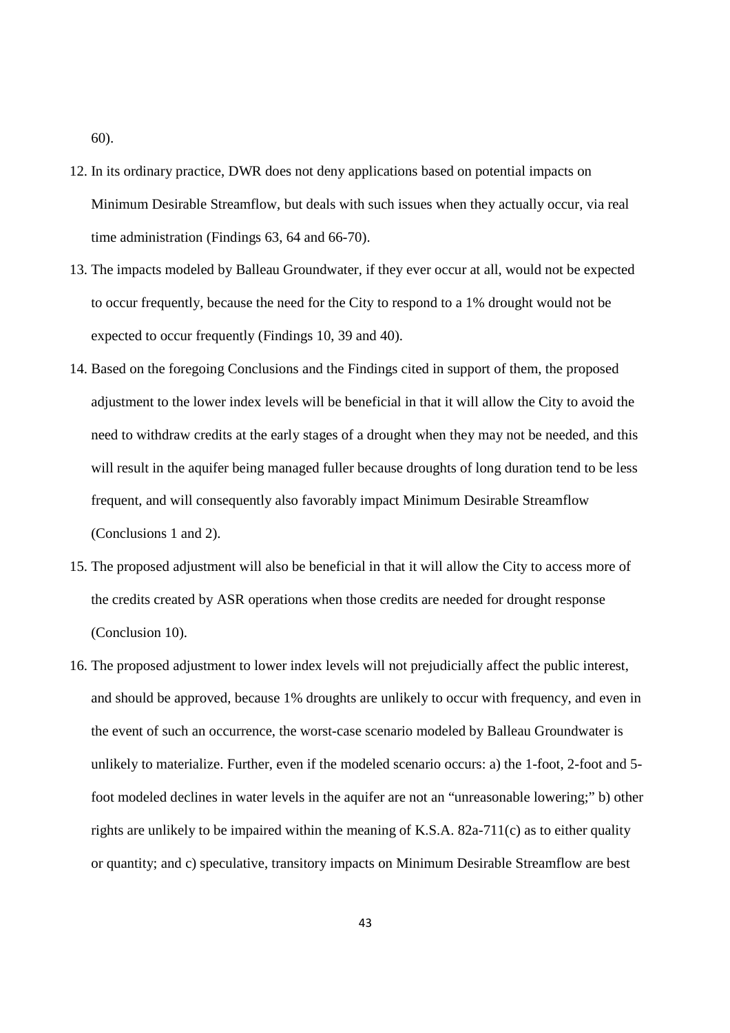60).

12. In its ordinary practice, DWR does not deny applications based on potential impacts on Minimum Desirable Streamflow, but deals with such issues when they actually occur, via real time administration (Findings 63, 64 and 66-70).
13. The impacts modeled by Balleau Groundwater, if they ever occur at all, would not be expected to occur frequently, because the need for the City to respond to a 1% drought would not be expected to occur frequently (Findings 10, 39 and 40).
14. Based on the foregoing Conclusions and the Findings cited in support of them, the proposed adjustment to the lower index levels will be beneficial in that it will allow the City to avoid the need to withdraw credits at the early stages of a drought when they may not be needed, and this will result in the aquifer being managed fuller because droughts of long duration tend to be less frequent, and will consequently also favorably impact Minimum Desirable Streamflow (Conclusions 1 and 2).
15. The proposed adjustment will also be beneficial in that it will allow the City to access more of the credits created by ASR operations when those credits are needed for drought response (Conclusion 10).
16. The proposed adjustment to lower index levels will not prejudicially affect the public interest, and should be approved, because 1% droughts are unlikely to occur with frequency, and even in the event of such an occurrence, the worst-case scenario modeled by Balleau Groundwater is unlikely to materialize. Further, even if the modeled scenario occurs: a) the 1-foot, 2-foot and 5-foot modeled declines in water levels in the aquifer are not an "unreasonable lowering;" b) other rights are unlikely to be impaired within the meaning of K.S.A. 82a-711(c) as to either quality or quantity; and c) speculative, transitory impacts on Minimum Desirable Streamflow are best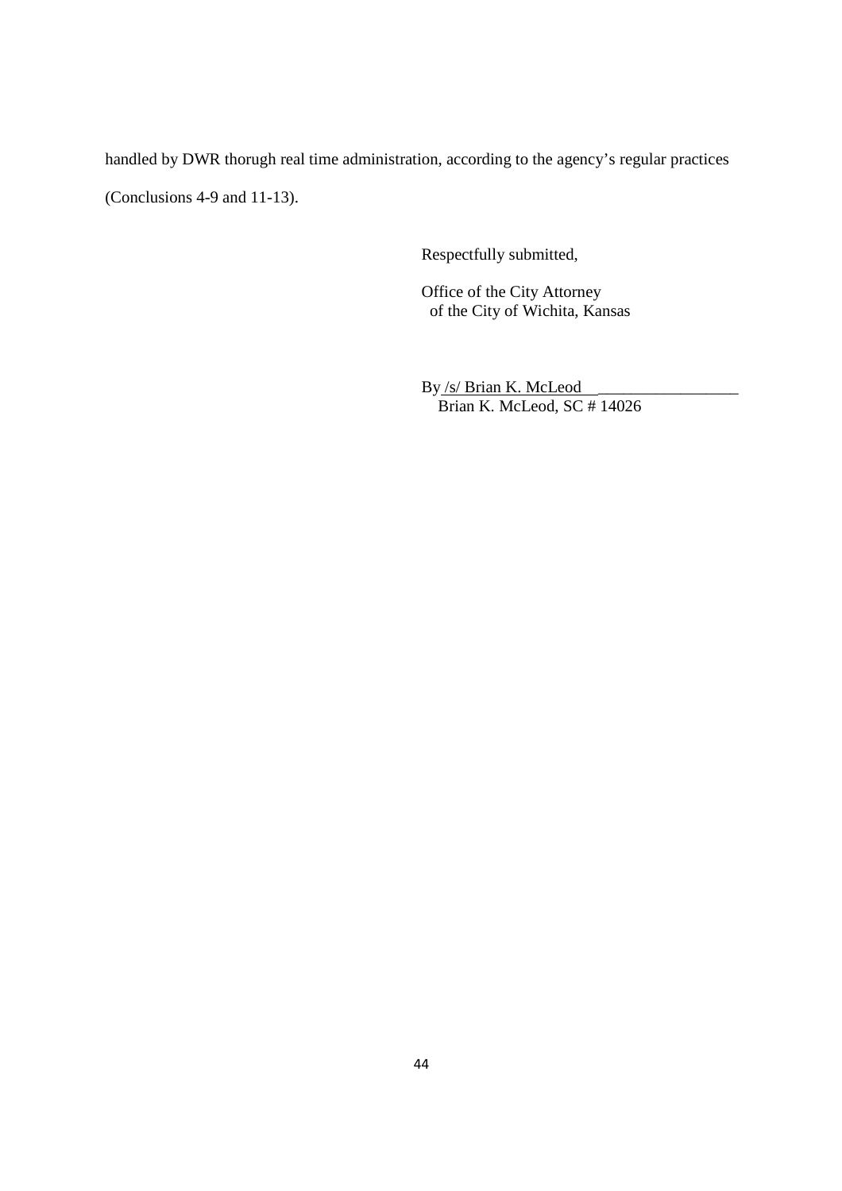handled by DWR thorugh real time administration, according to the agency's regular practices (Conclusions 4-9 and 11-13).

Respectfully submitted,

Office of the City Attorney
of the City of Wichita, Kansas

By /s/ Brian K. McLeod ___________________
Brian K. McLeod, SC # 14026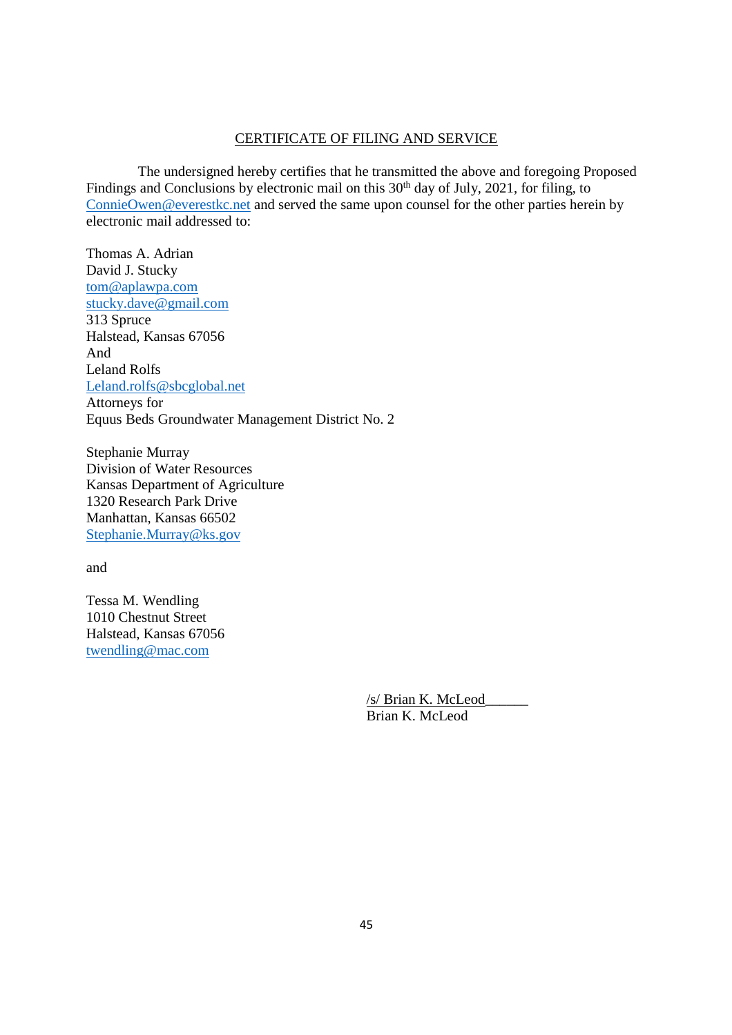## CERTIFICATE OF FILING AND SERVICE

The undersigned hereby certifies that he transmitted the above and foregoing Proposed Findings and Conclusions by electronic mail on this 30th day of July, 2021, for filing, to ConnieOwen@everestkc.net and served the same upon counsel for the other parties herein by electronic mail addressed to:

Thomas A. Adrian
David J. Stucky
tom@aplawpa.com
stucky.dave@gmail.com
313 Spruce
Halstead, Kansas 67056
And
Leland Rolfs
Leland.rolfs@sbcglobal.net
Attorneys for
Equus Beds Groundwater Management District No. 2

Stephanie Murray
Division of Water Resources
Kansas Department of Agriculture
1320 Research Park Drive
Manhattan, Kansas 66502
Stephanie.Murray@ks.gov

and

Tessa M. Wendling
1010 Chestnut Street
Halstead, Kansas 67056
twendling@mac.com

/s/ Brian K. McLeod
Brian K. McLeod